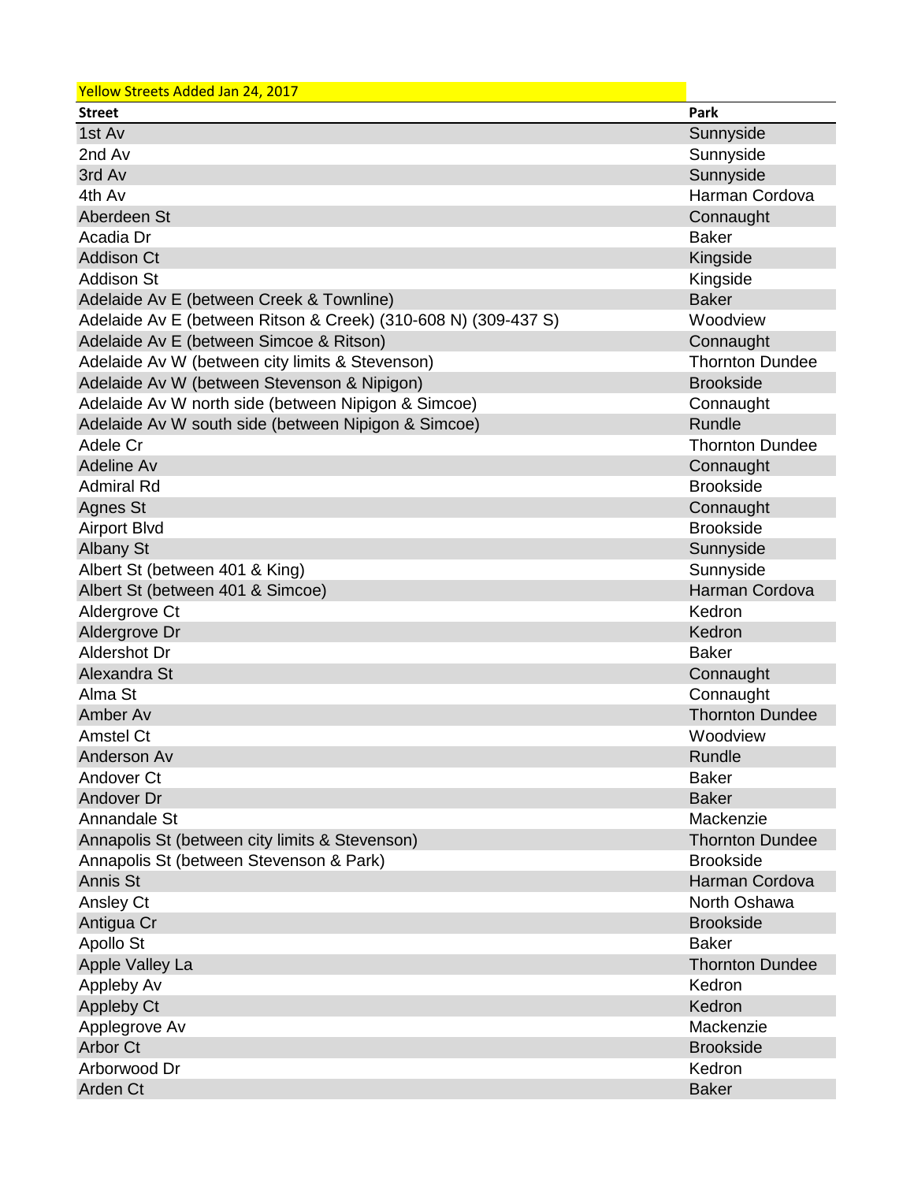Yellow Streets Added Jan 24, 2017

| Street | Park |
|---|---|
| 1st Av | Sunnyside |
| 2nd Av | Sunnyside |
| 3rd Av | Sunnyside |
| 4th Av | Harman Cordova |
| Aberdeen St | Connaught |
| Acadia Dr | Baker |
| Addison Ct | Kingside |
| Addison St | Kingside |
| Adelaide Av E (between Creek & Townline) | Baker |
| Adelaide Av E (between Ritson & Creek) (310-608 N) (309-437 S) | Woodview |
| Adelaide Av E (between Simcoe & Ritson) | Connaught |
| Adelaide Av W (between city limits & Stevenson) | Thornton Dundee |
| Adelaide Av W (between Stevenson & Nipigon) | Brookside |
| Adelaide Av W north side (between Nipigon & Simcoe) | Connaught |
| Adelaide Av W south side (between Nipigon & Simcoe) | Rundle |
| Adele Cr | Thornton Dundee |
| Adeline Av | Connaught |
| Admiral Rd | Brookside |
| Agnes St | Connaught |
| Airport Blvd | Brookside |
| Albany St | Sunnyside |
| Albert St (between 401 & King) | Sunnyside |
| Albert St (between 401 & Simcoe) | Harman Cordova |
| Aldergrove Ct | Kedron |
| Aldergrove Dr | Kedron |
| Aldershot Dr | Baker |
| Alexandra St | Connaught |
| Alma St | Connaught |
| Amber Av | Thornton Dundee |
| Amstel Ct | Woodview |
| Anderson Av | Rundle |
| Andover Ct | Baker |
| Andover Dr | Baker |
| Annandale St | Mackenzie |
| Annapolis St (between city limits & Stevenson) | Thornton Dundee |
| Annapolis St (between Stevenson & Park) | Brookside |
| Annis St | Harman Cordova |
| Ansley Ct | North Oshawa |
| Antigua Cr | Brookside |
| Apollo St | Baker |
| Apple Valley La | Thornton Dundee |
| Appleby Av | Kedron |
| Appleby Ct | Kedron |
| Applegrove Av | Mackenzie |
| Arbor Ct | Brookside |
| Arborwood Dr | Kedron |
| Arden Ct | Baker |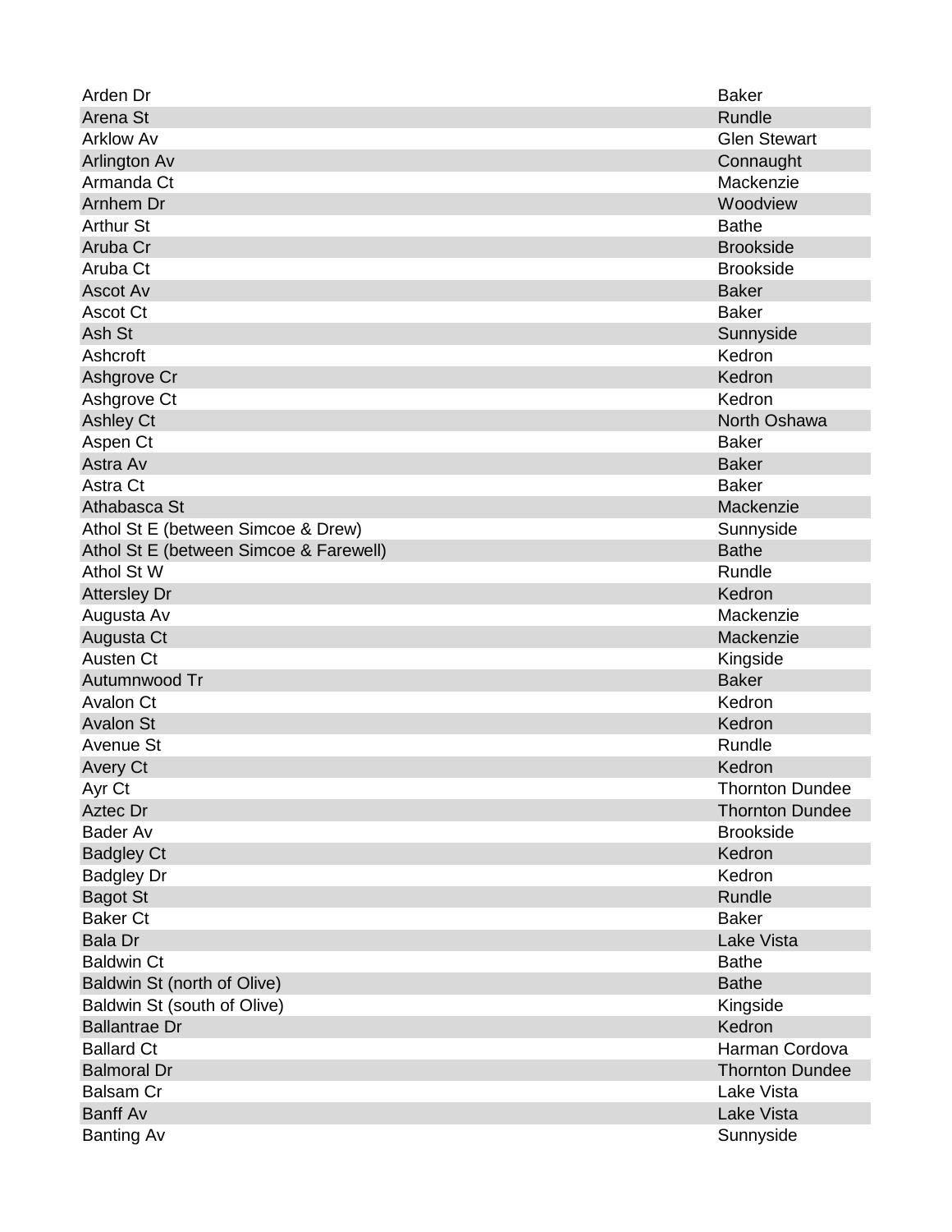| | |
|---|---|
| Arden Dr | Baker |
| Arena St | Rundle |
| Arklow Av | Glen Stewart |
| Arlington Av | Connaught |
| Armanda Ct | Mackenzie |
| Arnhem Dr | Woodview |
| Arthur St | Bathe |
| Aruba Cr | Brookside |
| Aruba Ct | Brookside |
| Ascot Av | Baker |
| Ascot Ct | Baker |
| Ash St | Sunnyside |
| Ashcroft | Kedron |
| Ashgrove Cr | Kedron |
| Ashgrove Ct | Kedron |
| Ashley Ct | North Oshawa |
| Aspen Ct | Baker |
| Astra Av | Baker |
| Astra Ct | Baker |
| Athabasca St | Mackenzie |
| Athol St E (between Simcoe & Drew) | Sunnyside |
| Athol St E (between Simcoe & Farewell) | Bathe |
| Athol St W | Rundle |
| Attersley Dr | Kedron |
| Augusta Av | Mackenzie |
| Augusta Ct | Mackenzie |
| Austen Ct | Kingside |
| Autumnwood Tr | Baker |
| Avalon Ct | Kedron |
| Avalon St | Kedron |
| Avenue St | Rundle |
| Avery Ct | Kedron |
| Ayr Ct | Thornton Dundee |
| Aztec Dr | Thornton Dundee |
| Bader Av | Brookside |
| Badgley Ct | Kedron |
| Badgley Dr | Kedron |
| Bagot St | Rundle |
| Baker Ct | Baker |
| Bala Dr | Lake Vista |
| Baldwin Ct | Bathe |
| Baldwin St (north of Olive) | Bathe |
| Baldwin St (south of Olive) | Kingside |
| Ballantrae Dr | Kedron |
| Ballard Ct | Harman Cordova |
| Balmoral Dr | Thornton Dundee |
| Balsam Cr | Lake Vista |
| Banff Av | Lake Vista |
| Banting Av | Sunnyside |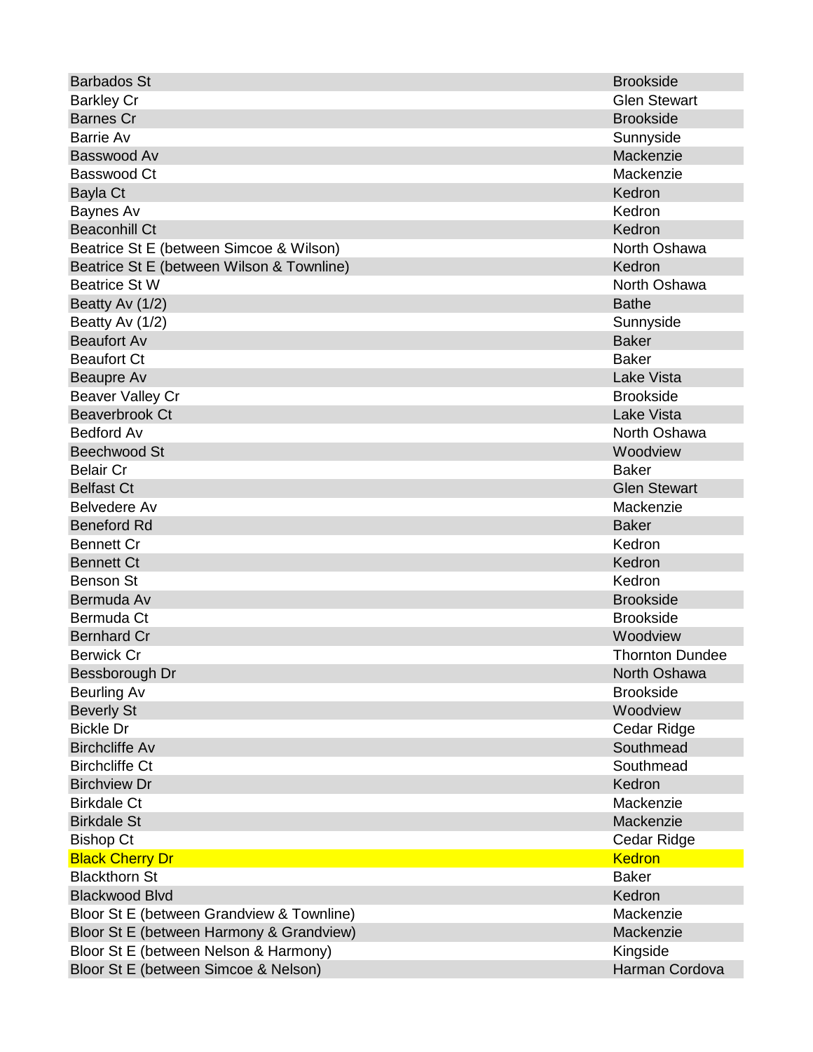| | |
|---|---|
| Barbados St | Brookside |
| Barkley Cr | Glen Stewart |
| Barnes Cr | Brookside |
| Barrie Av | Sunnyside |
| Basswood Av | Mackenzie |
| Basswood Ct | Mackenzie |
| Bayla Ct | Kedron |
| Baynes Av | Kedron |
| Beaconhill Ct | Kedron |
| Beatrice St E (between Simcoe & Wilson) | North Oshawa |
| Beatrice St E (between Wilson & Townline) | Kedron |
| Beatrice St W | North Oshawa |
| Beatty Av (1/2) | Bathe |
| Beatty Av (1/2) | Sunnyside |
| Beaufort Av | Baker |
| Beaufort Ct | Baker |
| Beaupre Av | Lake Vista |
| Beaver Valley Cr | Brookside |
| Beaverbrook Ct | Lake Vista |
| Bedford Av | North Oshawa |
| Beechwood St | Woodview |
| Belair Cr | Baker |
| Belfast Ct | Glen Stewart |
| Belvedere Av | Mackenzie |
| Beneford Rd | Baker |
| Bennett Cr | Kedron |
| Bennett Ct | Kedron |
| Benson St | Kedron |
| Bermuda Av | Brookside |
| Bermuda Ct | Brookside |
| Bernhard Cr | Woodview |
| Berwick Cr | Thornton Dundee |
| Bessborough Dr | North Oshawa |
| Beurling Av | Brookside |
| Beverly St | Woodview |
| Bickle Dr | Cedar Ridge |
| Birchcliffe Av | Southmead |
| Birchcliffe Ct | Southmead |
| Birchview Dr | Kedron |
| Birkdale Ct | Mackenzie |
| Birkdale St | Mackenzie |
| Bishop Ct | Cedar Ridge |
| Black Cherry Dr | Kedron |
| Blackthorn St | Baker |
| Blackwood Blvd | Kedron |
| Bloor St E (between Grandview & Townline) | Mackenzie |
| Bloor St E (between Harmony & Grandview) | Mackenzie |
| Bloor St E (between Nelson & Harmony) | Kingside |
| Bloor St E (between Simcoe & Nelson) | Harman Cordova |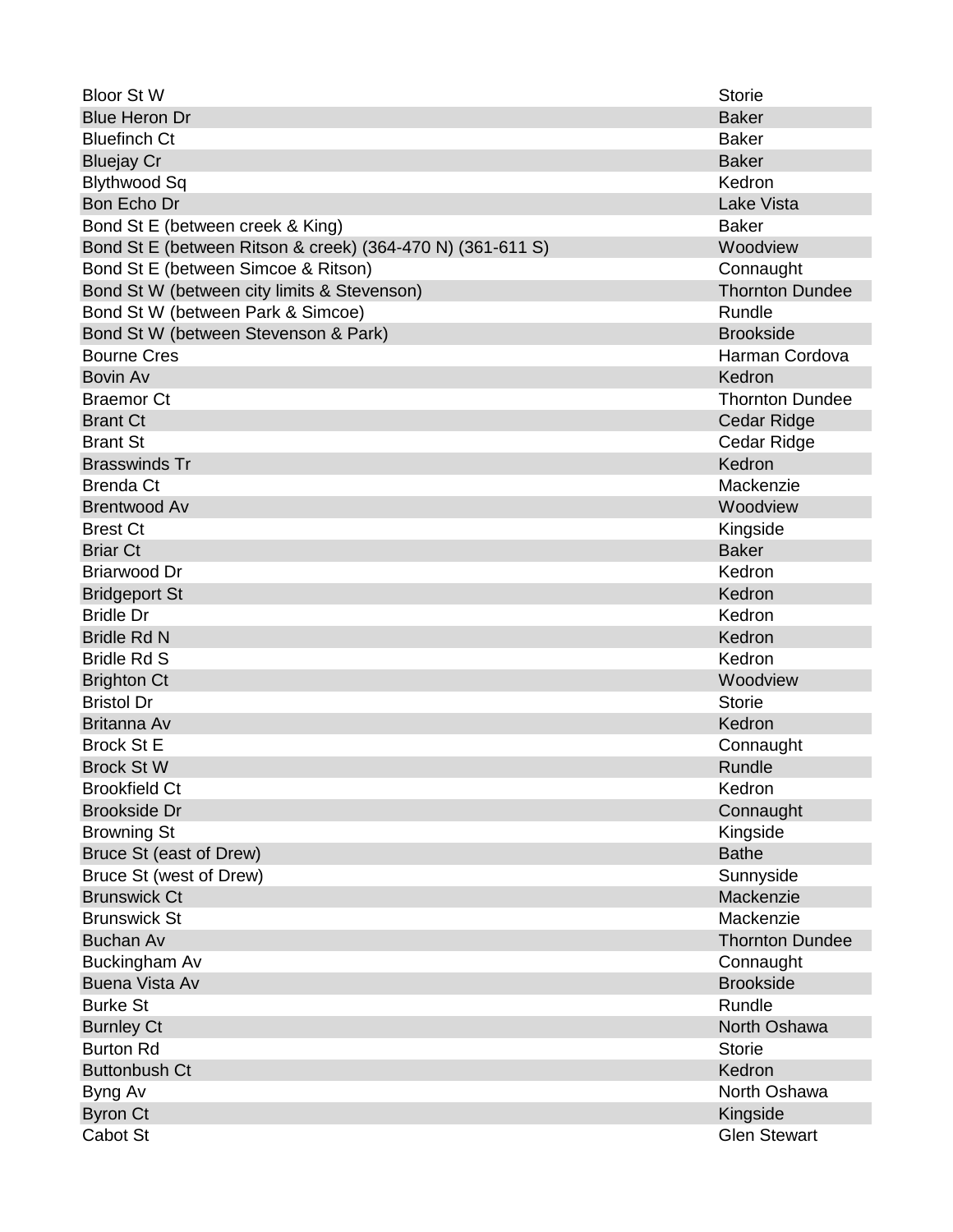| | |
|---|---|
| Bloor St W | Storie |
| Blue Heron Dr | Baker |
| Bluefinch Ct | Baker |
| Bluejay Cr | Baker |
| Blythwood Sq | Kedron |
| Bon Echo Dr | Lake Vista |
| Bond St E (between creek & King) | Baker |
| Bond St E (between Ritson & creek) (364-470 N) (361-611 S) | Woodview |
| Bond St E (between Simcoe & Ritson) | Connaught |
| Bond St W (between city limits & Stevenson) | Thornton Dundee |
| Bond St W (between Park & Simcoe) | Rundle |
| Bond St W (between Stevenson & Park) | Brookside |
| Bourne Cres | Harman Cordova |
| Bovin Av | Kedron |
| Braemor Ct | Thornton Dundee |
| Brant Ct | Cedar Ridge |
| Brant St | Cedar Ridge |
| Brasswinds Tr | Kedron |
| Brenda Ct | Mackenzie |
| Brentwood Av | Woodview |
| Brest Ct | Kingside |
| Briar Ct | Baker |
| Briarwood Dr | Kedron |
| Bridgeport St | Kedron |
| Bridle Dr | Kedron |
| Bridle Rd N | Kedron |
| Bridle Rd S | Kedron |
| Brighton Ct | Woodview |
| Bristol Dr | Storie |
| Britanna Av | Kedron |
| Brock St E | Connaught |
| Brock St W | Rundle |
| Brookfield Ct | Kedron |
| Brookside Dr | Connaught |
| Browning St | Kingside |
| Bruce St (east of Drew) | Bathe |
| Bruce St (west of Drew) | Sunnyside |
| Brunswick Ct | Mackenzie |
| Brunswick St | Mackenzie |
| Buchan Av | Thornton Dundee |
| Buckingham Av | Connaught |
| Buena Vista Av | Brookside |
| Burke St | Rundle |
| Burnley Ct | North Oshawa |
| Burton Rd | Storie |
| Buttonbush Ct | Kedron |
| Byng Av | North Oshawa |
| Byron Ct | Kingside |
| Cabot St | Glen Stewart |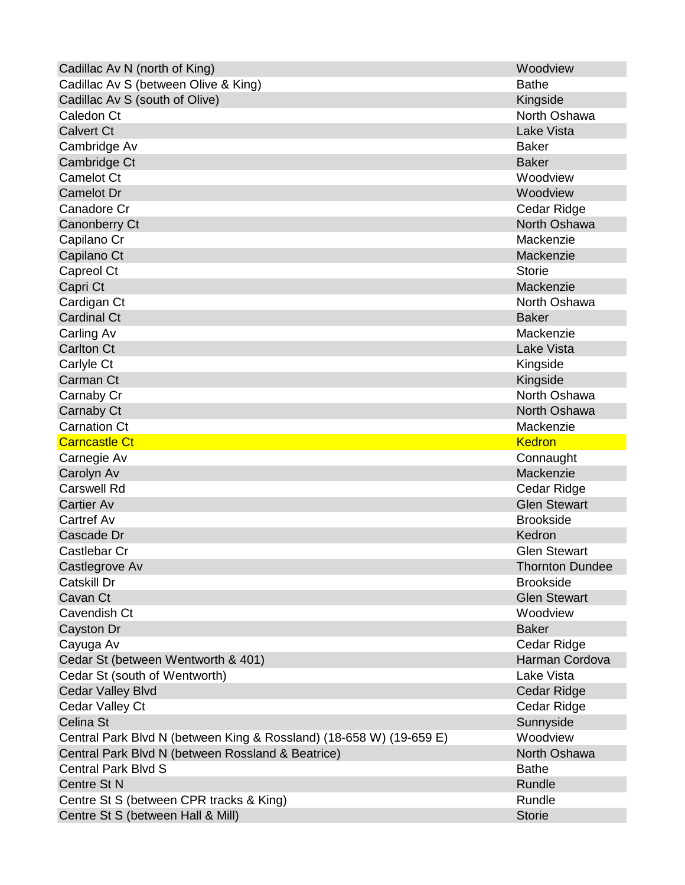| Street | Area |
|---|---|
| Cadillac Av N (north of King) | Woodview |
| Cadillac Av S (between Olive & King) | Bathe |
| Cadillac Av S (south of Olive) | Kingside |
| Caledon Ct | North Oshawa |
| Calvert Ct | Lake Vista |
| Cambridge Av | Baker |
| Cambridge Ct | Baker |
| Camelot Ct | Woodview |
| Camelot Dr | Woodview |
| Canadore Cr | Cedar Ridge |
| Canonberry Ct | North Oshawa |
| Capilano Cr | Mackenzie |
| Capilano Ct | Mackenzie |
| Capreol Ct | Storie |
| Capri Ct | Mackenzie |
| Cardigan Ct | North Oshawa |
| Cardinal Ct | Baker |
| Carling Av | Mackenzie |
| Carlton Ct | Lake Vista |
| Carlyle Ct | Kingside |
| Carman Ct | Kingside |
| Carnaby Cr | North Oshawa |
| Carnaby Ct | North Oshawa |
| Carnation Ct | Mackenzie |
| Carncastle Ct | Kedron |
| Carnegie Av | Connaught |
| Carolyn Av | Mackenzie |
| Carswell Rd | Cedar Ridge |
| Cartier Av | Glen Stewart |
| Cartref Av | Brookside |
| Cascade Dr | Kedron |
| Castlebar Cr | Glen Stewart |
| Castlegrove Av | Thornton Dundee |
| Catskill Dr | Brookside |
| Cavan Ct | Glen Stewart |
| Cavendish Ct | Woodview |
| Cayston Dr | Baker |
| Cayuga Av | Cedar Ridge |
| Cedar St (between Wentworth & 401) | Harman Cordova |
| Cedar St (south of Wentworth) | Lake Vista |
| Cedar Valley Blvd | Cedar Ridge |
| Cedar Valley Ct | Cedar Ridge |
| Celina St | Sunnyside |
| Central Park Blvd N (between King & Rossland) (18-658 W) (19-659 E) | Woodview |
| Central Park Blvd N (between Rossland & Beatrice) | North Oshawa |
| Central Park Blvd S | Bathe |
| Centre St N | Rundle |
| Centre St S (between CPR tracks & King) | Rundle |
| Centre St S (between Hall & Mill) | Storie |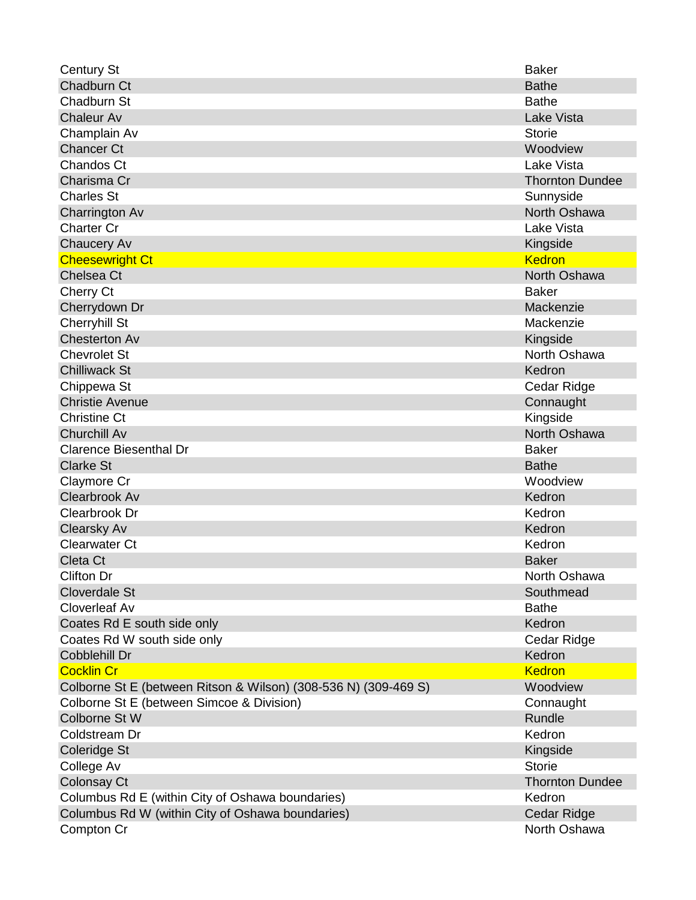| | |
|---|---|
| Century St | Baker |
| Chadburn Ct | Bathe |
| Chadburn St | Bathe |
| Chaleur Av | Lake Vista |
| Champlain Av | Storie |
| Chancer Ct | Woodview |
| Chandos Ct | Lake Vista |
| Charisma Cr | Thornton Dundee |
| Charles St | Sunnyside |
| Charrington Av | North Oshawa |
| Charter Cr | Lake Vista |
| Chaucery Av | Kingside |
| Cheesewright Ct | Kedron |
| Chelsea Ct | North Oshawa |
| Cherry Ct | Baker |
| Cherrydown Dr | Mackenzie |
| Cherryhill St | Mackenzie |
| Chesterton Av | Kingside |
| Chevrolet St | North Oshawa |
| Chilliwack St | Kedron |
| Chippewa St | Cedar Ridge |
| Christie Avenue | Connaught |
| Christine Ct | Kingside |
| Churchill Av | North Oshawa |
| Clarence Biesenthal Dr | Baker |
| Clarke St | Bathe |
| Claymore Cr | Woodview |
| Clearbrook Av | Kedron |
| Clearbrook Dr | Kedron |
| Clearsky Av | Kedron |
| Clearwater Ct | Kedron |
| Cleta Ct | Baker |
| Clifton Dr | North Oshawa |
| Cloverdale St | Southmead |
| Cloverleaf Av | Bathe |
| Coates Rd E south side only | Kedron |
| Coates Rd W south side only | Cedar Ridge |
| Cobblehill Dr | Kedron |
| Cocklin Cr | Kedron |
| Colborne St E (between Ritson & Wilson) (308-536 N) (309-469 S) | Woodview |
| Colborne St E (between Simcoe & Division) | Connaught |
| Colborne St W | Rundle |
| Coldstream Dr | Kedron |
| Coleridge St | Kingside |
| College Av | Storie |
| Colonsay Ct | Thornton Dundee |
| Columbus Rd E (within City of Oshawa boundaries) | Kedron |
| Columbus Rd W (within City of Oshawa boundaries) | Cedar Ridge |
| Compton Cr | North Oshawa |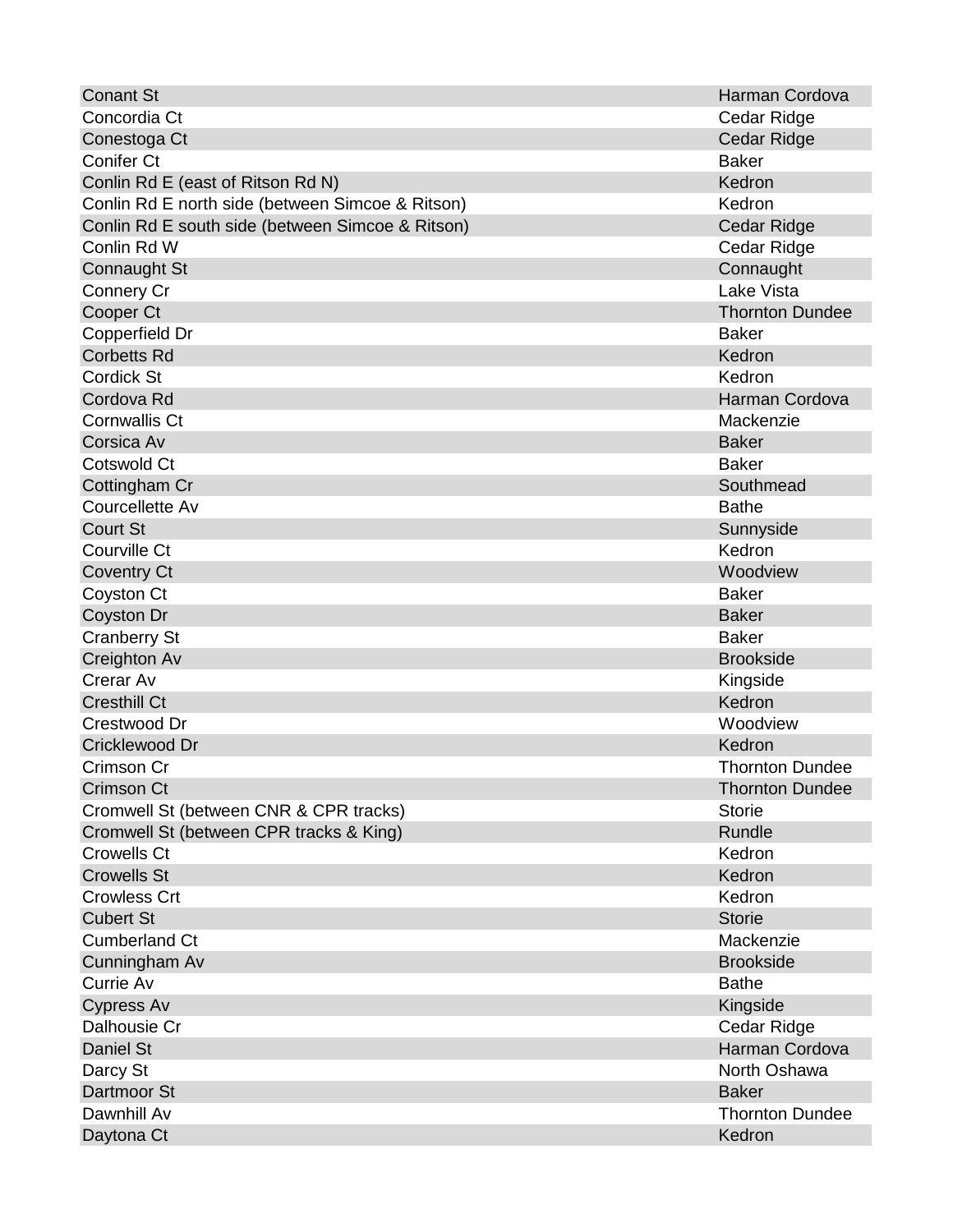| Conant St | Harman Cordova |
|---|---|
| Concordia Ct | Cedar Ridge |
| Conestoga Ct | Cedar Ridge |
| Conifer Ct | Baker |
| Conlin Rd E (east of Ritson Rd N) | Kedron |
| Conlin Rd E north side (between Simcoe & Ritson) | Kedron |
| Conlin Rd E south side (between Simcoe & Ritson) | Cedar Ridge |
| Conlin Rd W | Cedar Ridge |
| Connaught St | Connaught |
| Connery Cr | Lake Vista |
| Cooper Ct | Thornton Dundee |
| Copperfield Dr | Baker |
| Corbetts Rd | Kedron |
| Cordick St | Kedron |
| Cordova Rd | Harman Cordova |
| Cornwallis Ct | Mackenzie |
| Corsica Av | Baker |
| Cotswold Ct | Baker |
| Cottingham Cr | Southmead |
| Courcellette Av | Bathe |
| Court St | Sunnyside |
| Courville Ct | Kedron |
| Coventry Ct | Woodview |
| Coyston Ct | Baker |
| Coyston Dr | Baker |
| Cranberry St | Baker |
| Creighton Av | Brookside |
| Crerar Av | Kingside |
| Cresthill Ct | Kedron |
| Crestwood Dr | Woodview |
| Cricklewood Dr | Kedron |
| Crimson Cr | Thornton Dundee |
| Crimson Ct | Thornton Dundee |
| Cromwell St (between CNR & CPR tracks) | Storie |
| Cromwell St (between CPR tracks & King) | Rundle |
| Crowells Ct | Kedron |
| Crowells St | Kedron |
| Crowless Crt | Kedron |
| Cubert St | Storie |
| Cumberland Ct | Mackenzie |
| Cunningham Av | Brookside |
| Currie Av | Bathe |
| Cypress Av | Kingside |
| Dalhousie Cr | Cedar Ridge |
| Daniel St | Harman Cordova |
| Darcy St | North Oshawa |
| Dartmoor St | Baker |
| Dawnhill Av | Thornton Dundee |
| Daytona Ct | Kedron |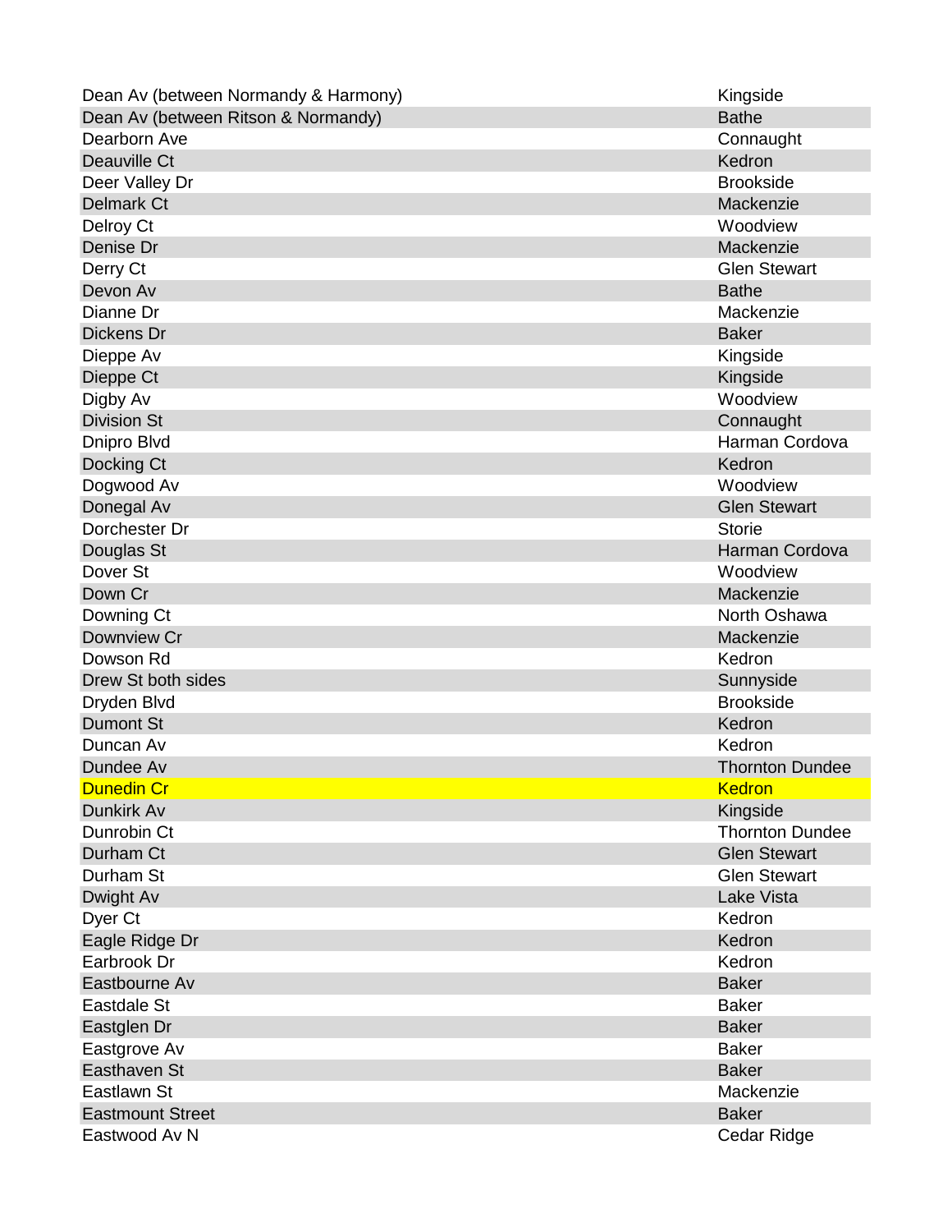| Street | Area |
|---|---|
| Dean Av (between Normandy & Harmony) | Kingside |
| Dean Av (between Ritson & Normandy) | Bathe |
| Dearborn Ave | Connaught |
| Deauville Ct | Kedron |
| Deer Valley Dr | Brookside |
| Delmark Ct | Mackenzie |
| Delroy Ct | Woodview |
| Denise Dr | Mackenzie |
| Derry Ct | Glen Stewart |
| Devon Av | Bathe |
| Dianne Dr | Mackenzie |
| Dickens Dr | Baker |
| Dieppe Av | Kingside |
| Dieppe Ct | Kingside |
| Digby Av | Woodview |
| Division St | Connaught |
| Dnipro Blvd | Harman Cordova |
| Docking Ct | Kedron |
| Dogwood Av | Woodview |
| Donegal Av | Glen Stewart |
| Dorchester Dr | Storie |
| Douglas St | Harman Cordova |
| Dover St | Woodview |
| Down Cr | Mackenzie |
| Downing Ct | North Oshawa |
| Downview Cr | Mackenzie |
| Dowson Rd | Kedron |
| Drew St both sides | Sunnyside |
| Dryden Blvd | Brookside |
| Dumont St | Kedron |
| Duncan Av | Kedron |
| Dundee Av | Thornton Dundee |
| Dunedin Cr | Kedron |
| Dunkirk Av | Kingside |
| Dunrobin Ct | Thornton Dundee |
| Durham Ct | Glen Stewart |
| Durham St | Glen Stewart |
| Dwight Av | Lake Vista |
| Dyer Ct | Kedron |
| Eagle Ridge Dr | Kedron |
| Earbrook Dr | Kedron |
| Eastbourne Av | Baker |
| Eastdale St | Baker |
| Eastglen Dr | Baker |
| Eastgrove Av | Baker |
| Easthaven St | Baker |
| Eastlawn St | Mackenzie |
| Eastmount Street | Baker |
| Eastwood Av N | Cedar Ridge |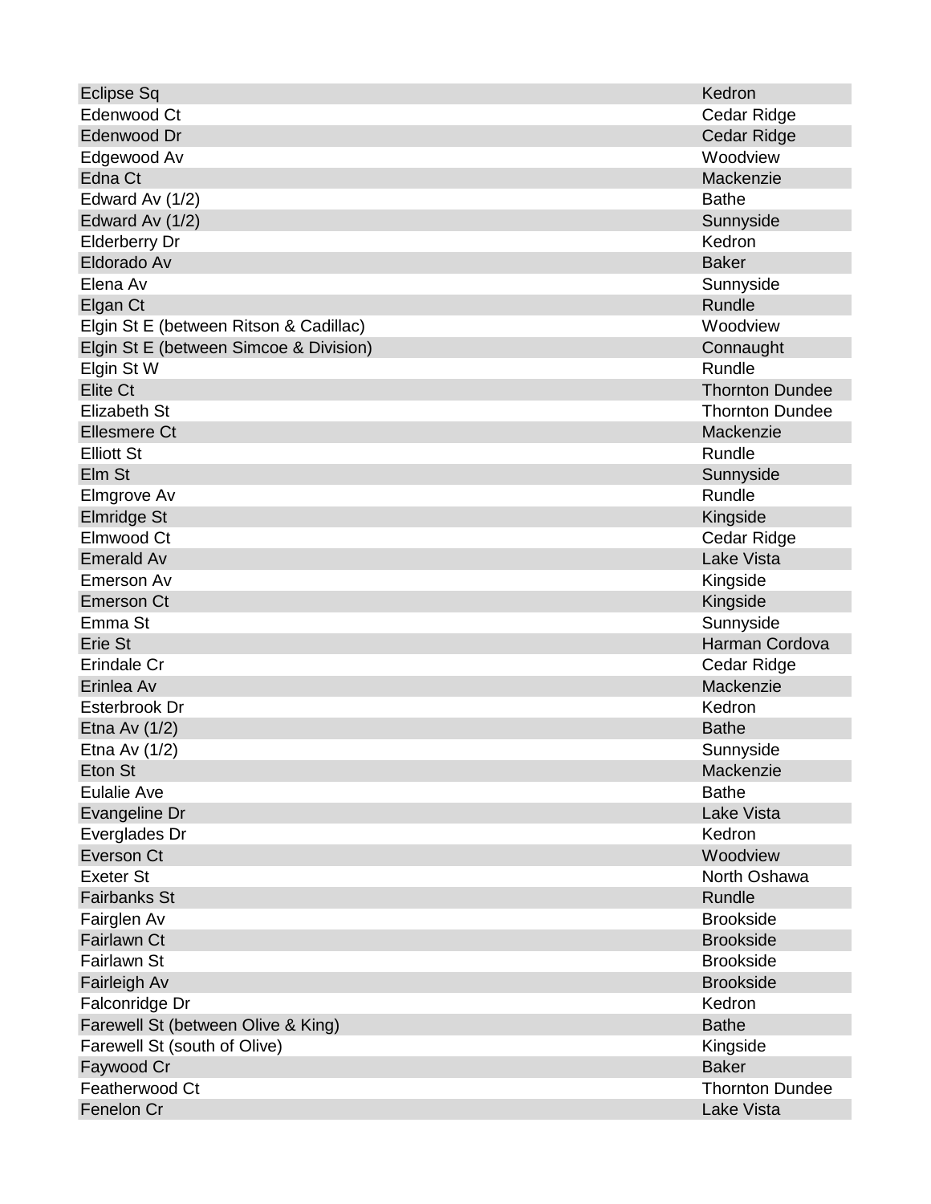| | |
|---|---|
| Eclipse Sq | Kedron |
| Edenwood Ct | Cedar Ridge |
| Edenwood Dr | Cedar Ridge |
| Edgewood Av | Woodview |
| Edna Ct | Mackenzie |
| Edward Av (1/2) | Bathe |
| Edward Av (1/2) | Sunnyside |
| Elderberry Dr | Kedron |
| Eldorado Av | Baker |
| Elena Av | Sunnyside |
| Elgan Ct | Rundle |
| Elgin St E (between Ritson & Cadillac) | Woodview |
| Elgin St E (between Simcoe & Division) | Connaught |
| Elgin St W | Rundle |
| Elite Ct | Thornton Dundee |
| Elizabeth St | Thornton Dundee |
| Ellesmere Ct | Mackenzie |
| Elliott St | Rundle |
| Elm St | Sunnyside |
| Elmgrove Av | Rundle |
| Elmridge St | Kingside |
| Elmwood Ct | Cedar Ridge |
| Emerald Av | Lake Vista |
| Emerson Av | Kingside |
| Emerson Ct | Kingside |
| Emma St | Sunnyside |
| Erie St | Harman Cordova |
| Erindale Cr | Cedar Ridge |
| Erinlea Av | Mackenzie |
| Esterbrook Dr | Kedron |
| Etna Av (1/2) | Bathe |
| Etna Av (1/2) | Sunnyside |
| Eton St | Mackenzie |
| Eulalie Ave | Bathe |
| Evangeline Dr | Lake Vista |
| Everglades Dr | Kedron |
| Everson Ct | Woodview |
| Exeter St | North Oshawa |
| Fairbanks St | Rundle |
| Fairglen Av | Brookside |
| Fairlawn Ct | Brookside |
| Fairlawn St | Brookside |
| Fairleigh Av | Brookside |
| Falconridge Dr | Kedron |
| Farewell St (between Olive & King) | Bathe |
| Farewell St (south of Olive) | Kingside |
| Faywood Cr | Baker |
| Featherwood Ct | Thornton Dundee |
| Fenelon Cr | Lake Vista |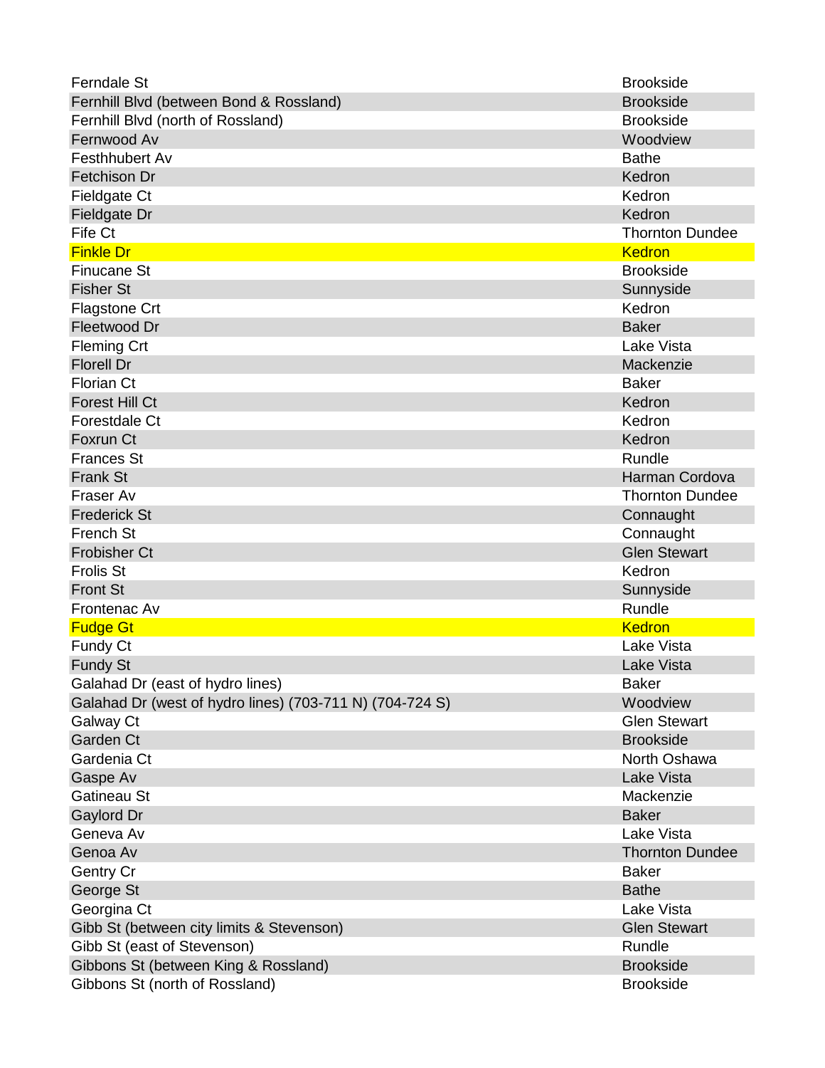| | |
|---|---|
| Ferndale St | Brookside |
| Fernhill Blvd (between Bond & Rossland) | Brookside |
| Fernhill Blvd (north of Rossland) | Brookside |
| Fernwood Av | Woodview |
| Festhhubert Av | Bathe |
| Fetchison Dr | Kedron |
| Fieldgate Ct | Kedron |
| Fieldgate Dr | Kedron |
| Fife Ct | Thornton Dundee |
| Finkle Dr | Kedron |
| Finucane St | Brookside |
| Fisher St | Sunnyside |
| Flagstone Crt | Kedron |
| Fleetwood Dr | Baker |
| Fleming Crt | Lake Vista |
| Florell Dr | Mackenzie |
| Florian Ct | Baker |
| Forest Hill Ct | Kedron |
| Forestdale Ct | Kedron |
| Foxrun Ct | Kedron |
| Frances St | Rundle |
| Frank St | Harman Cordova |
| Fraser Av | Thornton Dundee |
| Frederick St | Connaught |
| French St | Connaught |
| Frobisher Ct | Glen Stewart |
| Frolis St | Kedron |
| Front St | Sunnyside |
| Frontenac Av | Rundle |
| Fudge Gt | Kedron |
| Fundy Ct | Lake Vista |
| Fundy St | Lake Vista |
| Galahad Dr (east of hydro lines) | Baker |
| Galahad Dr (west of hydro lines) (703-711 N) (704-724 S) | Woodview |
| Galway Ct | Glen Stewart |
| Garden Ct | Brookside |
| Gardenia Ct | North Oshawa |
| Gaspe Av | Lake Vista |
| Gatineau St | Mackenzie |
| Gaylord Dr | Baker |
| Geneva Av | Lake Vista |
| Genoa Av | Thornton Dundee |
| Gentry Cr | Baker |
| George St | Bathe |
| Georgina Ct | Lake Vista |
| Gibb St (between city limits & Stevenson) | Glen Stewart |
| Gibb St (east of Stevenson) | Rundle |
| Gibbons St (between King & Rossland) | Brookside |
| Gibbons St (north of Rossland) | Brookside |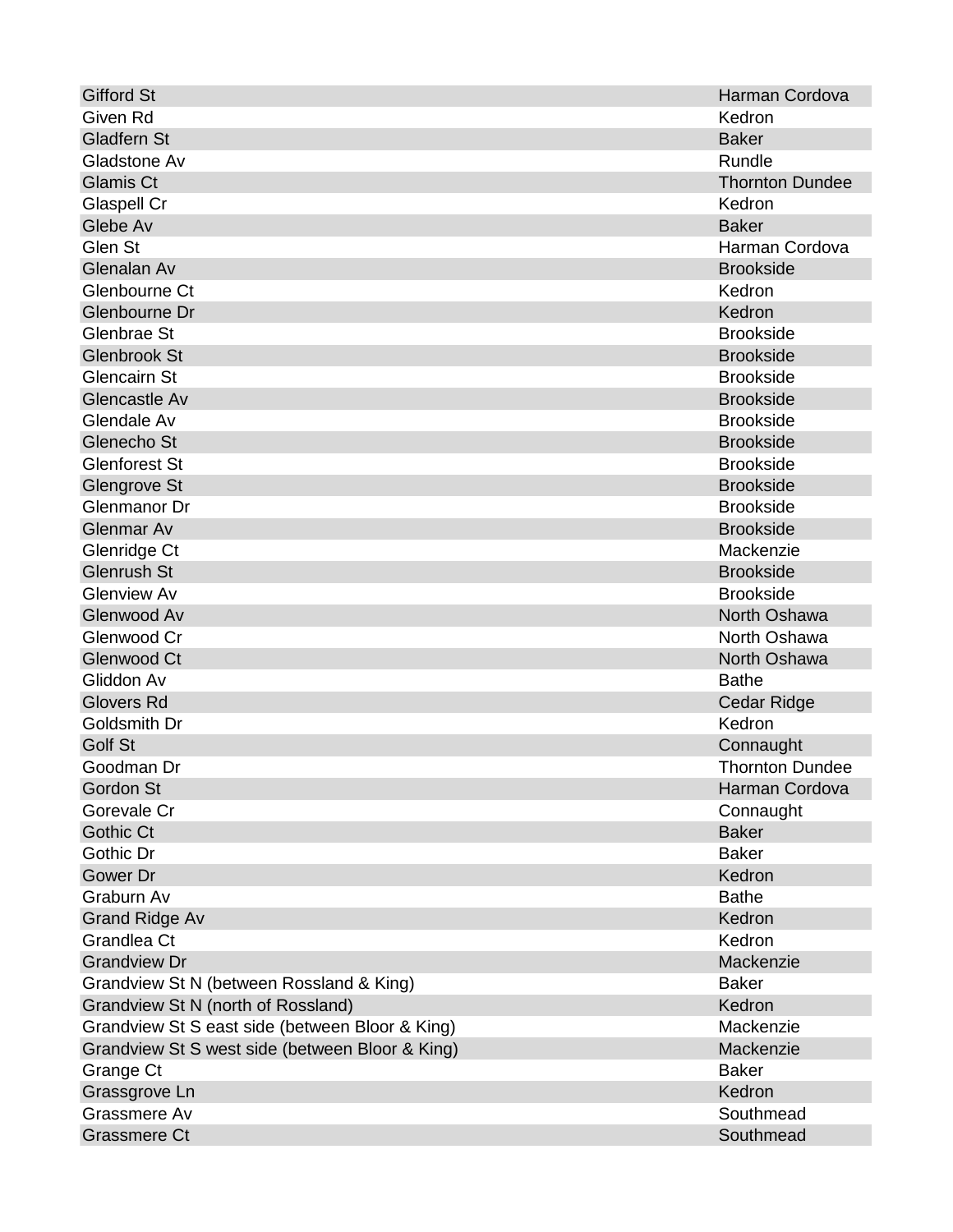| Gifford St | Harman Cordova |
|---|---|
| Given Rd | Kedron |
| Gladfern St | Baker |
| Gladstone Av | Rundle |
| Glamis Ct | Thornton Dundee |
| Glaspell Cr | Kedron |
| Glebe Av | Baker |
| Glen St | Harman Cordova |
| Glenalan Av | Brookside |
| Glenbourne Ct | Kedron |
| Glenbourne Dr | Kedron |
| Glenbrae St | Brookside |
| Glenbrook St | Brookside |
| Glencairn St | Brookside |
| Glencastle Av | Brookside |
| Glendale Av | Brookside |
| Glenecho St | Brookside |
| Glenforest St | Brookside |
| Glengrove St | Brookside |
| Glenmanor Dr | Brookside |
| Glenmar Av | Brookside |
| Glenridge Ct | Mackenzie |
| Glenrush St | Brookside |
| Glenview Av | Brookside |
| Glenwood Av | North Oshawa |
| Glenwood Cr | North Oshawa |
| Glenwood Ct | North Oshawa |
| Gliddon Av | Bathe |
| Glovers Rd | Cedar Ridge |
| Goldsmith Dr | Kedron |
| Golf St | Connaught |
| Goodman Dr | Thornton Dundee |
| Gordon St | Harman Cordova |
| Gorevale Cr | Connaught |
| Gothic Ct | Baker |
| Gothic Dr | Baker |
| Gower Dr | Kedron |
| Graburn Av | Bathe |
| Grand Ridge Av | Kedron |
| Grandlea Ct | Kedron |
| Grandview Dr | Mackenzie |
| Grandview St N (between Rossland & King) | Baker |
| Grandview St N (north of Rossland) | Kedron |
| Grandview St S east side (between Bloor & King) | Mackenzie |
| Grandview St S west side (between Bloor & King) | Mackenzie |
| Grange Ct | Baker |
| Grassgrove Ln | Kedron |
| Grassmere Av | Southmead |
| Grassmere Ct | Southmead |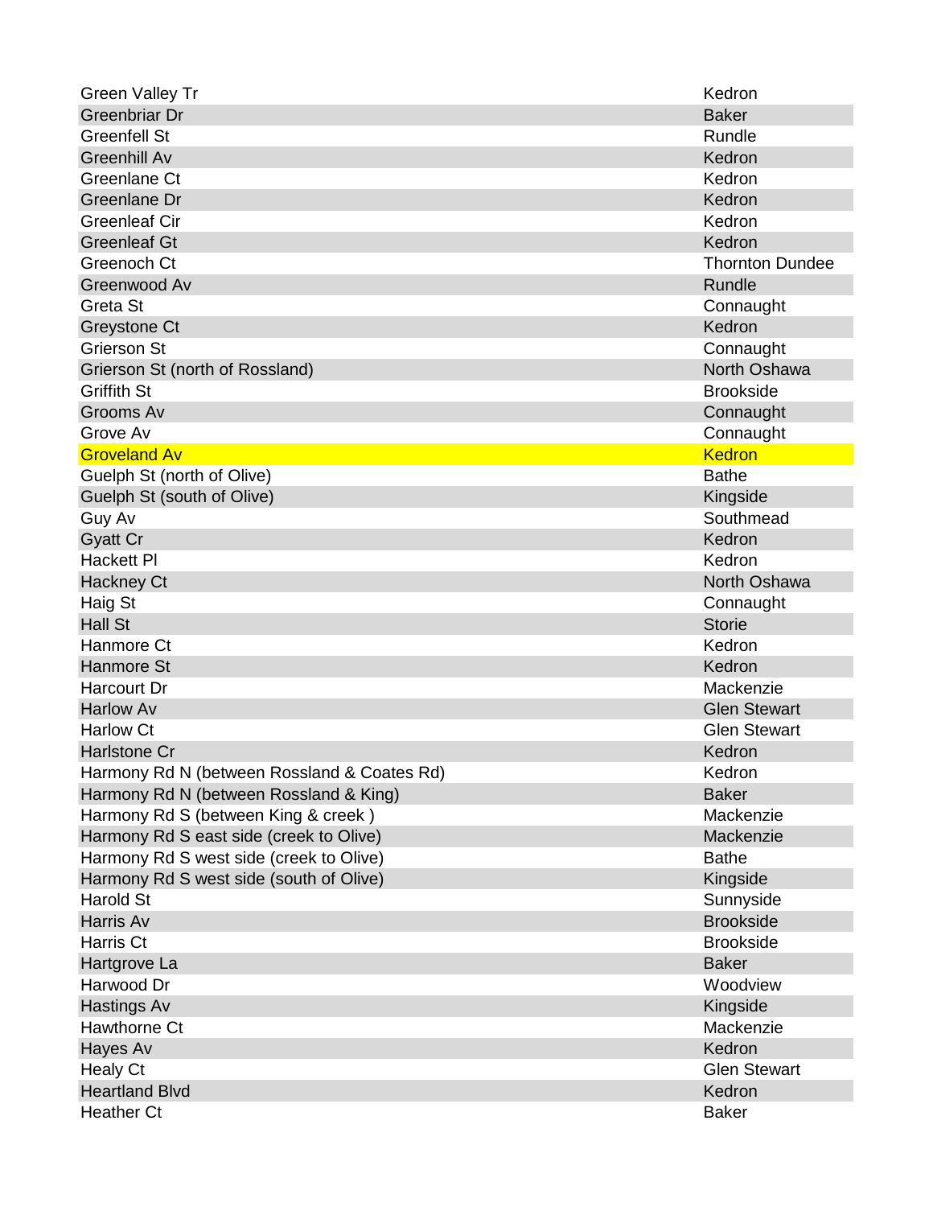| | |
|---|---|
| Green Valley Tr | Kedron |
| Greenbriar Dr | Baker |
| Greenfell St | Rundle |
| Greenhill Av | Kedron |
| Greenlane Ct | Kedron |
| Greenlane Dr | Kedron |
| Greenleaf Cir | Kedron |
| Greenleaf Gt | Kedron |
| Greenoch Ct | Thornton Dundee |
| Greenwood Av | Rundle |
| Greta St | Connaught |
| Greystone Ct | Kedron |
| Grierson St | Connaught |
| Grierson St (north of Rossland) | North Oshawa |
| Griffith St | Brookside |
| Grooms Av | Connaught |
| Grove Av | Connaught |
| Groveland Av | Kedron |
| Guelph St (north of Olive) | Bathe |
| Guelph St (south of Olive) | Kingside |
| Guy Av | Southmead |
| Gyatt Cr | Kedron |
| Hackett Pl | Kedron |
| Hackney Ct | North Oshawa |
| Haig St | Connaught |
| Hall St | Storie |
| Hanmore Ct | Kedron |
| Hanmore St | Kedron |
| Harcourt Dr | Mackenzie |
| Harlow Av | Glen Stewart |
| Harlow Ct | Glen Stewart |
| Harlstone Cr | Kedron |
| Harmony Rd N (between Rossland & Coates Rd) | Kedron |
| Harmony Rd N (between Rossland & King) | Baker |
| Harmony Rd S (between King & creek ) | Mackenzie |
| Harmony Rd S east side (creek to Olive) | Mackenzie |
| Harmony Rd S west side (creek to Olive) | Bathe |
| Harmony Rd S west side (south of Olive) | Kingside |
| Harold St | Sunnyside |
| Harris Av | Brookside |
| Harris Ct | Brookside |
| Hartgrove La | Baker |
| Harwood Dr | Woodview |
| Hastings Av | Kingside |
| Hawthorne Ct | Mackenzie |
| Hayes Av | Kedron |
| Healy Ct | Glen Stewart |
| Heartland Blvd | Kedron |
| Heather Ct | Baker |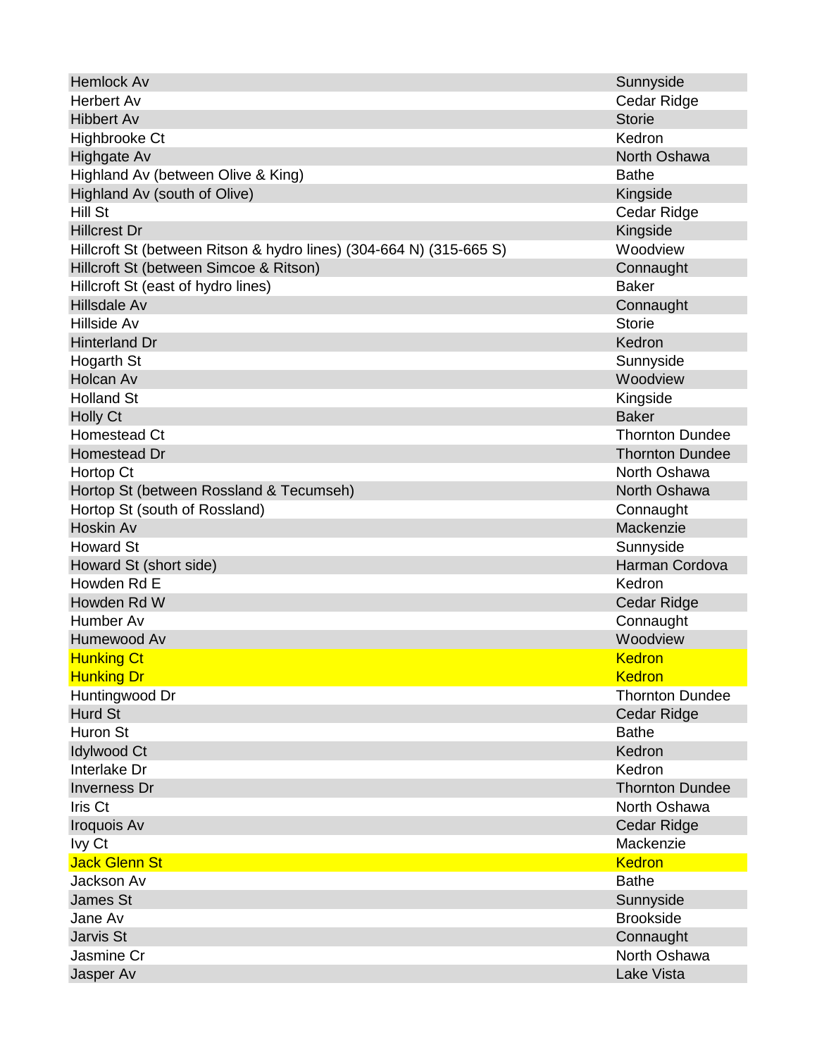| | |
|---|---|
| Hemlock Av | Sunnyside |
| Herbert Av | Cedar Ridge |
| Hibbert Av | Storie |
| Highbrooke Ct | Kedron |
| Highgate Av | North Oshawa |
| Highland Av (between Olive & King) | Bathe |
| Highland Av (south of Olive) | Kingside |
| Hill St | Cedar Ridge |
| Hillcrest Dr | Kingside |
| Hillcroft St (between Ritson & hydro lines) (304-664 N) (315-665 S) | Woodview |
| Hillcroft St (between Simcoe & Ritson) | Connaught |
| Hillcroft St (east of hydro lines) | Baker |
| Hillsdale Av | Connaught |
| Hillside Av | Storie |
| Hinterland Dr | Kedron |
| Hogarth St | Sunnyside |
| Holcan Av | Woodview |
| Holland St | Kingside |
| Holly Ct | Baker |
| Homestead Ct | Thornton Dundee |
| Homestead Dr | Thornton Dundee |
| Hortop Ct | North Oshawa |
| Hortop St (between Rossland & Tecumseh) | North Oshawa |
| Hortop St (south of Rossland) | Connaught |
| Hoskin Av | Mackenzie |
| Howard St | Sunnyside |
| Howard St (short side) | Harman Cordova |
| Howden Rd E | Kedron |
| Howden Rd W | Cedar Ridge |
| Humber Av | Connaught |
| Humewood Av | Woodview |
| Hunking Ct | Kedron |
| Hunking Dr | Kedron |
| Huntingwood Dr | Thornton Dundee |
| Hurd St | Cedar Ridge |
| Huron St | Bathe |
| Idylwood Ct | Kedron |
| Interlake Dr | Kedron |
| Inverness Dr | Thornton Dundee |
| Iris Ct | North Oshawa |
| Iroquois Av | Cedar Ridge |
| Ivy Ct | Mackenzie |
| Jack Glenn St | Kedron |
| Jackson Av | Bathe |
| James St | Sunnyside |
| Jane Av | Brookside |
| Jarvis St | Connaught |
| Jasmine Cr | North Oshawa |
| Jasper Av | Lake Vista |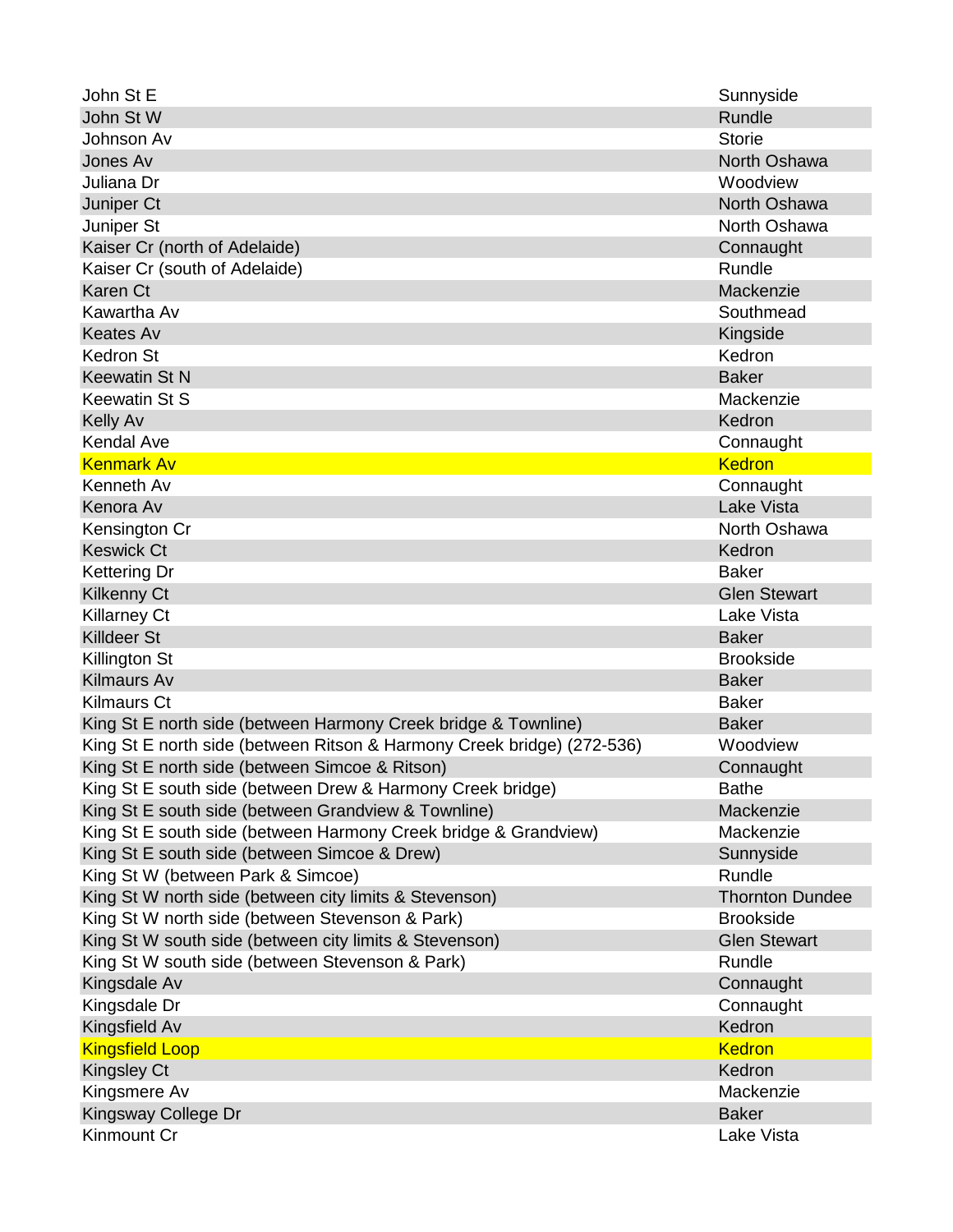| | |
|---|---|
| John St E | Sunnyside |
| John St W | Rundle |
| Johnson Av | Storie |
| Jones Av | North Oshawa |
| Juliana Dr | Woodview |
| Juniper Ct | North Oshawa |
| Juniper St | North Oshawa |
| Kaiser Cr (north of Adelaide) | Connaught |
| Kaiser Cr (south of Adelaide) | Rundle |
| Karen Ct | Mackenzie |
| Kawartha Av | Southmead |
| Keates Av | Kingside |
| Kedron St | Kedron |
| Keewatin St N | Baker |
| Keewatin St S | Mackenzie |
| Kelly Av | Kedron |
| Kendal Ave | Connaught |
| Kenmark Av | Kedron |
| Kenneth Av | Connaught |
| Kenora Av | Lake Vista |
| Kensington Cr | North Oshawa |
| Keswick Ct | Kedron |
| Kettering Dr | Baker |
| Kilkenny Ct | Glen Stewart |
| Killarney Ct | Lake Vista |
| Killdeer St | Baker |
| Killington St | Brookside |
| Kilmaurs Av | Baker |
| Kilmaurs Ct | Baker |
| King St E north side (between Harmony Creek bridge & Townline) | Baker |
| King St E north side (between Ritson & Harmony Creek bridge) (272-536) | Woodview |
| King St E north side (between Simcoe & Ritson) | Connaught |
| King St E south side (between Drew & Harmony Creek bridge) | Bathe |
| King St E south side (between Grandview & Townline) | Mackenzie |
| King St E south side (between Harmony Creek bridge & Grandview) | Mackenzie |
| King St E south side (between Simcoe & Drew) | Sunnyside |
| King St W (between Park & Simcoe) | Rundle |
| King St W north side (between city limits & Stevenson) | Thornton Dundee |
| King St W north side (between Stevenson & Park) | Brookside |
| King St W south side (between city limits & Stevenson) | Glen Stewart |
| King St W south side (between Stevenson & Park) | Rundle |
| Kingsdale Av | Connaught |
| Kingsdale Dr | Connaught |
| Kingsfield Av | Kedron |
| Kingsfield Loop | Kedron |
| Kingsley Ct | Kedron |
| Kingsmere Av | Mackenzie |
| Kingsway College Dr | Baker |
| Kinmount Cr | Lake Vista |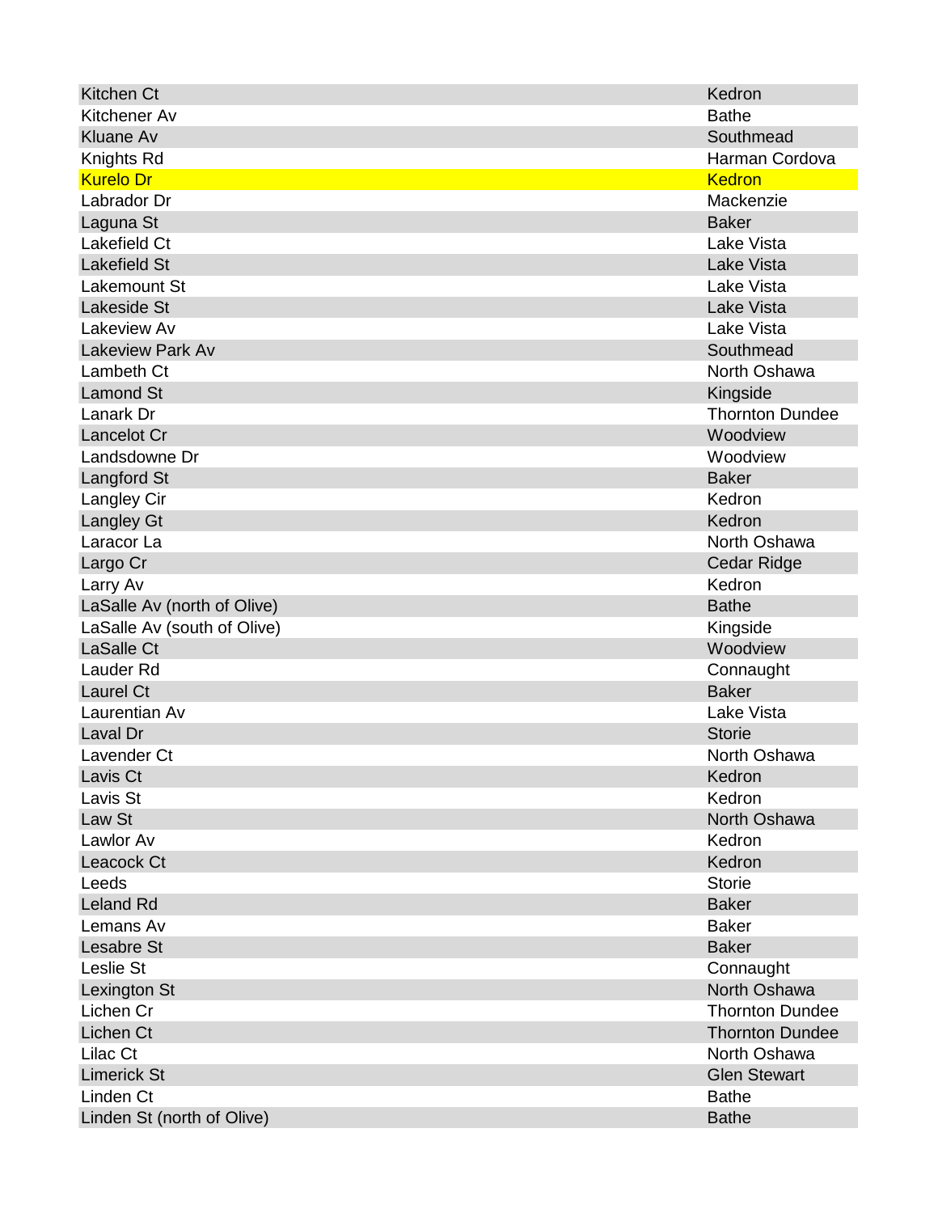| | |
|---|---|
| Kitchen Ct | Kedron |
| Kitchener Av | Bathe |
| Kluane Av | Southmead |
| Knights Rd | Harman Cordova |
| Kurelo Dr | Kedron |
| Labrador Dr | Mackenzie |
| Laguna St | Baker |
| Lakefield Ct | Lake Vista |
| Lakefield St | Lake Vista |
| Lakemount St | Lake Vista |
| Lakeside St | Lake Vista |
| Lakeview Av | Lake Vista |
| Lakeview Park Av | Southmead |
| Lambeth Ct | North Oshawa |
| Lamond St | Kingside |
| Lanark Dr | Thornton Dundee |
| Lancelot Cr | Woodview |
| Landsdowne Dr | Woodview |
| Langford St | Baker |
| Langley Cir | Kedron |
| Langley Gt | Kedron |
| Laracor La | North Oshawa |
| Largo Cr | Cedar Ridge |
| Larry Av | Kedron |
| LaSalle Av (north of Olive) | Bathe |
| LaSalle Av (south of Olive) | Kingside |
| LaSalle Ct | Woodview |
| Lauder Rd | Connaught |
| Laurel Ct | Baker |
| Laurentian Av | Lake Vista |
| Laval Dr | Storie |
| Lavender Ct | North Oshawa |
| Lavis Ct | Kedron |
| Lavis St | Kedron |
| Law St | North Oshawa |
| Lawlor Av | Kedron |
| Leacock Ct | Kedron |
| Leeds | Storie |
| Leland Rd | Baker |
| Lemans Av | Baker |
| Lesabre St | Baker |
| Leslie St | Connaught |
| Lexington St | North Oshawa |
| Lichen Cr | Thornton Dundee |
| Lichen Ct | Thornton Dundee |
| Lilac Ct | North Oshawa |
| Limerick St | Glen Stewart |
| Linden Ct | Bathe |
| Linden St (north of Olive) | Bathe |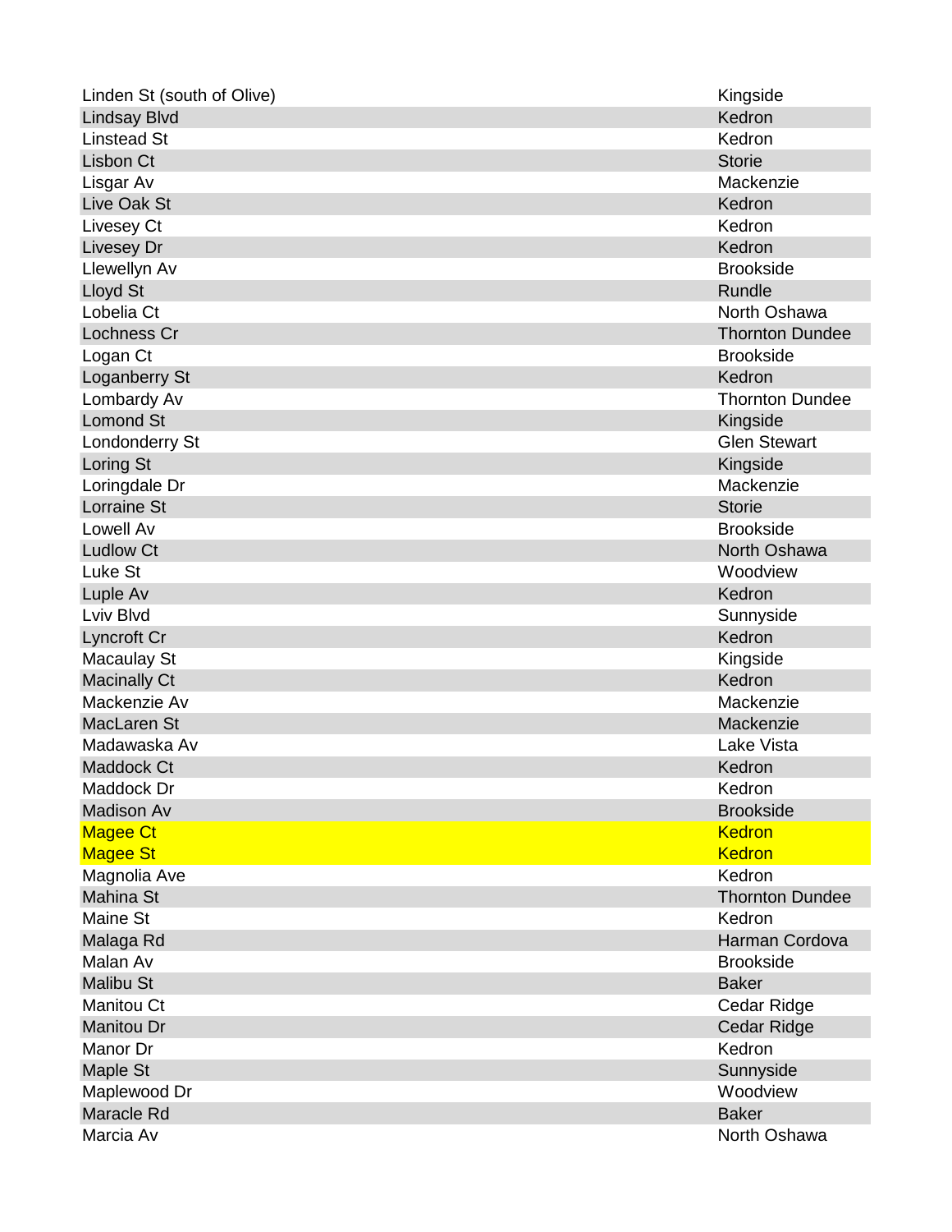| Street | Area |
|---|---|
| Linden St (south of Olive) | Kingside |
| Lindsay Blvd | Kedron |
| Linstead St | Kedron |
| Lisbon Ct | Storie |
| Lisgar Av | Mackenzie |
| Live Oak St | Kedron |
| Livesey Ct | Kedron |
| Livesey Dr | Kedron |
| Llewellyn Av | Brookside |
| Lloyd St | Rundle |
| Lobelia Ct | North Oshawa |
| Lochness Cr | Thornton Dundee |
| Logan Ct | Brookside |
| Loganberry St | Kedron |
| Lombardy Av | Thornton Dundee |
| Lomond St | Kingside |
| Londonderry St | Glen Stewart |
| Loring St | Kingside |
| Loringdale Dr | Mackenzie |
| Lorraine St | Storie |
| Lowell Av | Brookside |
| Ludlow Ct | North Oshawa |
| Luke St | Woodview |
| Luple Av | Kedron |
| Lviv Blvd | Sunnyside |
| Lyncroft Cr | Kedron |
| Macaulay St | Kingside |
| Macinally Ct | Kedron |
| Mackenzie Av | Mackenzie |
| MacLaren St | Mackenzie |
| Madawaska Av | Lake Vista |
| Maddock Ct | Kedron |
| Maddock Dr | Kedron |
| Madison Av | Brookside |
| Magee Ct | Kedron |
| Magee St | Kedron |
| Magnolia Ave | Kedron |
| Mahina St | Thornton Dundee |
| Maine St | Kedron |
| Malaga Rd | Harman Cordova |
| Malan Av | Brookside |
| Malibu St | Baker |
| Manitou Ct | Cedar Ridge |
| Manitou Dr | Cedar Ridge |
| Manor Dr | Kedron |
| Maple St | Sunnyside |
| Maplewood Dr | Woodview |
| Maracle Rd | Baker |
| Marcia Av | North Oshawa |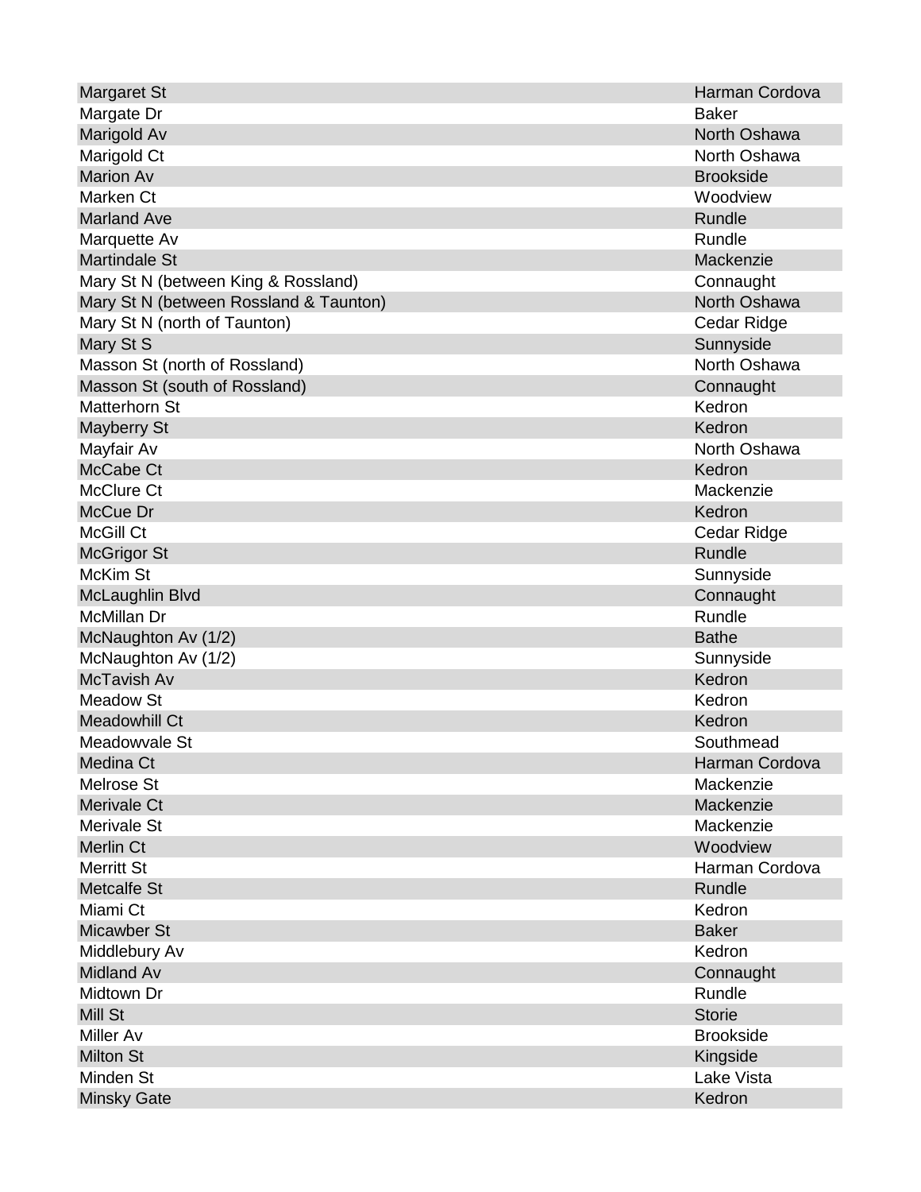| | |
|---|---|
| Margaret St | Harman Cordova |
| Margate Dr | Baker |
| Marigold Av | North Oshawa |
| Marigold Ct | North Oshawa |
| Marion Av | Brookside |
| Marken Ct | Woodview |
| Marland Ave | Rundle |
| Marquette Av | Rundle |
| Martindale St | Mackenzie |
| Mary St N (between King & Rossland) | Connaught |
| Mary St N (between Rossland & Taunton) | North Oshawa |
| Mary St N (north of Taunton) | Cedar Ridge |
| Mary St S | Sunnyside |
| Masson St (north of Rossland) | North Oshawa |
| Masson St (south of Rossland) | Connaught |
| Matterhorn St | Kedron |
| Mayberry St | Kedron |
| Mayfair Av | North Oshawa |
| McCabe Ct | Kedron |
| McClure Ct | Mackenzie |
| McCue Dr | Kedron |
| McGill Ct | Cedar Ridge |
| McGrigor St | Rundle |
| McKim St | Sunnyside |
| McLaughlin Blvd | Connaught |
| McMillan Dr | Rundle |
| McNaughton Av (1/2) | Bathe |
| McNaughton Av (1/2) | Sunnyside |
| McTavish Av | Kedron |
| Meadow St | Kedron |
| Meadowhill Ct | Kedron |
| Meadowvale St | Southmead |
| Medina Ct | Harman Cordova |
| Melrose St | Mackenzie |
| Merivale Ct | Mackenzie |
| Merivale St | Mackenzie |
| Merlin Ct | Woodview |
| Merritt St | Harman Cordova |
| Metcalfe St | Rundle |
| Miami Ct | Kedron |
| Micawber St | Baker |
| Middlebury Av | Kedron |
| Midland Av | Connaught |
| Midtown Dr | Rundle |
| Mill St | Storie |
| Miller Av | Brookside |
| Milton St | Kingside |
| Minden St | Lake Vista |
| Minsky Gate | Kedron |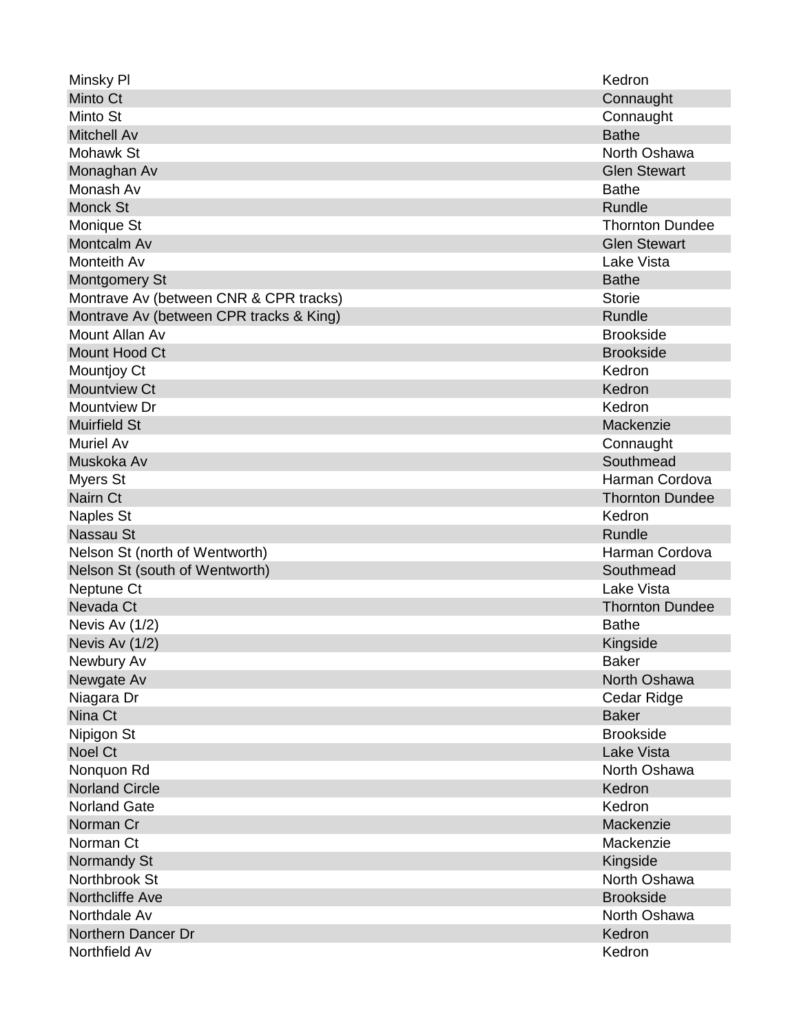| Street | Neighbourhood |
|---|---|
| Minsky Pl | Kedron |
| Minto Ct | Connaught |
| Minto St | Connaught |
| Mitchell Av | Bathe |
| Mohawk St | North Oshawa |
| Monaghan Av | Glen Stewart |
| Monash Av | Bathe |
| Monck St | Rundle |
| Monique St | Thornton Dundee |
| Montcalm Av | Glen Stewart |
| Monteith Av | Lake Vista |
| Montgomery St | Bathe |
| Montrave Av (between CNR & CPR tracks) | Storie |
| Montrave Av (between CPR tracks & King) | Rundle |
| Mount Allan Av | Brookside |
| Mount Hood Ct | Brookside |
| Mountjoy Ct | Kedron |
| Mountview Ct | Kedron |
| Mountview Dr | Kedron |
| Muirfield St | Mackenzie |
| Muriel Av | Connaught |
| Muskoka Av | Southmead |
| Myers St | Harman Cordova |
| Nairn Ct | Thornton Dundee |
| Naples St | Kedron |
| Nassau St | Rundle |
| Nelson St (north of Wentworth) | Harman Cordova |
| Nelson St (south of Wentworth) | Southmead |
| Neptune Ct | Lake Vista |
| Nevada Ct | Thornton Dundee |
| Nevis Av (1/2) | Bathe |
| Nevis Av (1/2) | Kingside |
| Newbury Av | Baker |
| Newgate Av | North Oshawa |
| Niagara Dr | Cedar Ridge |
| Nina Ct | Baker |
| Nipigon St | Brookside |
| Noel Ct | Lake Vista |
| Nonquon Rd | North Oshawa |
| Norland Circle | Kedron |
| Norland Gate | Kedron |
| Norman Cr | Mackenzie |
| Norman Ct | Mackenzie |
| Normandy St | Kingside |
| Northbrook St | North Oshawa |
| Northcliffe Ave | Brookside |
| Northdale Av | North Oshawa |
| Northern Dancer Dr | Kedron |
| Northfield Av | Kedron |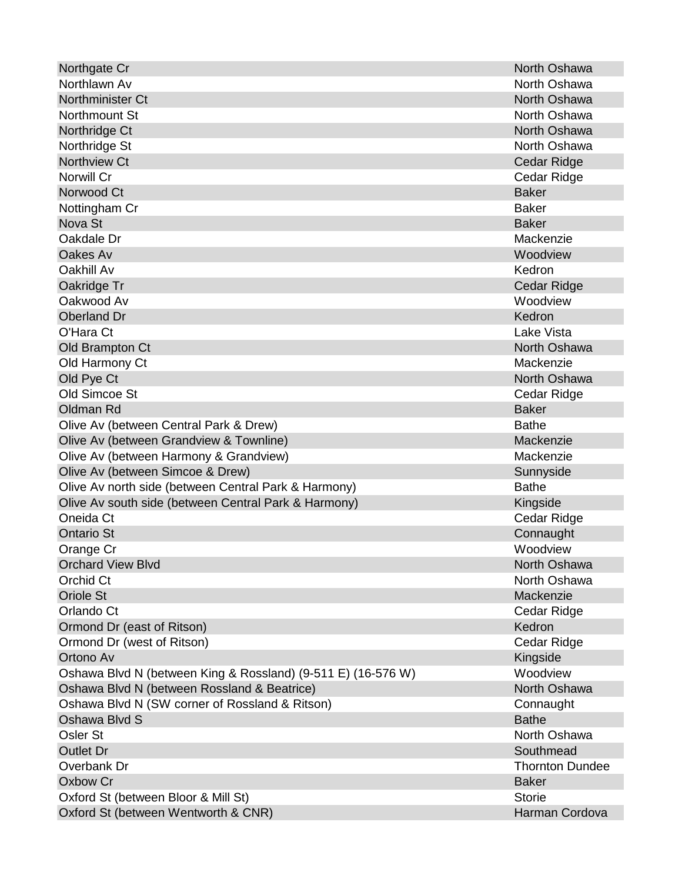| | |
|---|---|
| Northgate Cr | North Oshawa |
| Northlawn Av | North Oshawa |
| Northminister Ct | North Oshawa |
| Northmount St | North Oshawa |
| Northridge Ct | North Oshawa |
| Northridge St | North Oshawa |
| Northview Ct | Cedar Ridge |
| Norwill Cr | Cedar Ridge |
| Norwood Ct | Baker |
| Nottingham Cr | Baker |
| Nova St | Baker |
| Oakdale Dr | Mackenzie |
| Oakes Av | Woodview |
| Oakhill Av | Kedron |
| Oakridge Tr | Cedar Ridge |
| Oakwood Av | Woodview |
| Oberland Dr | Kedron |
| O'Hara Ct | Lake Vista |
| Old Brampton Ct | North Oshawa |
| Old Harmony Ct | Mackenzie |
| Old Pye Ct | North Oshawa |
| Old Simcoe St | Cedar Ridge |
| Oldman Rd | Baker |
| Olive Av (between Central Park & Drew) | Bathe |
| Olive Av (between Grandview & Townline) | Mackenzie |
| Olive Av (between Harmony & Grandview) | Mackenzie |
| Olive Av (between Simcoe & Drew) | Sunnyside |
| Olive Av north side (between Central Park & Harmony) | Bathe |
| Olive Av south side (between Central Park & Harmony) | Kingside |
| Oneida Ct | Cedar Ridge |
| Ontario St | Connaught |
| Orange Cr | Woodview |
| Orchard View Blvd | North Oshawa |
| Orchid Ct | North Oshawa |
| Oriole St | Mackenzie |
| Orlando Ct | Cedar Ridge |
| Ormond Dr (east of Ritson) | Kedron |
| Ormond Dr (west of Ritson) | Cedar Ridge |
| Ortono Av | Kingside |
| Oshawa Blvd N (between King & Rossland) (9-511 E) (16-576 W) | Woodview |
| Oshawa Blvd N (between Rossland & Beatrice) | North Oshawa |
| Oshawa Blvd N (SW corner of Rossland & Ritson) | Connaught |
| Oshawa Blvd S | Bathe |
| Osler St | North Oshawa |
| Outlet Dr | Southmead |
| Overbank Dr | Thornton Dundee |
| Oxbow Cr | Baker |
| Oxford St (between Bloor & Mill St) | Storie |
| Oxford St (between Wentworth & CNR) | Harman Cordova |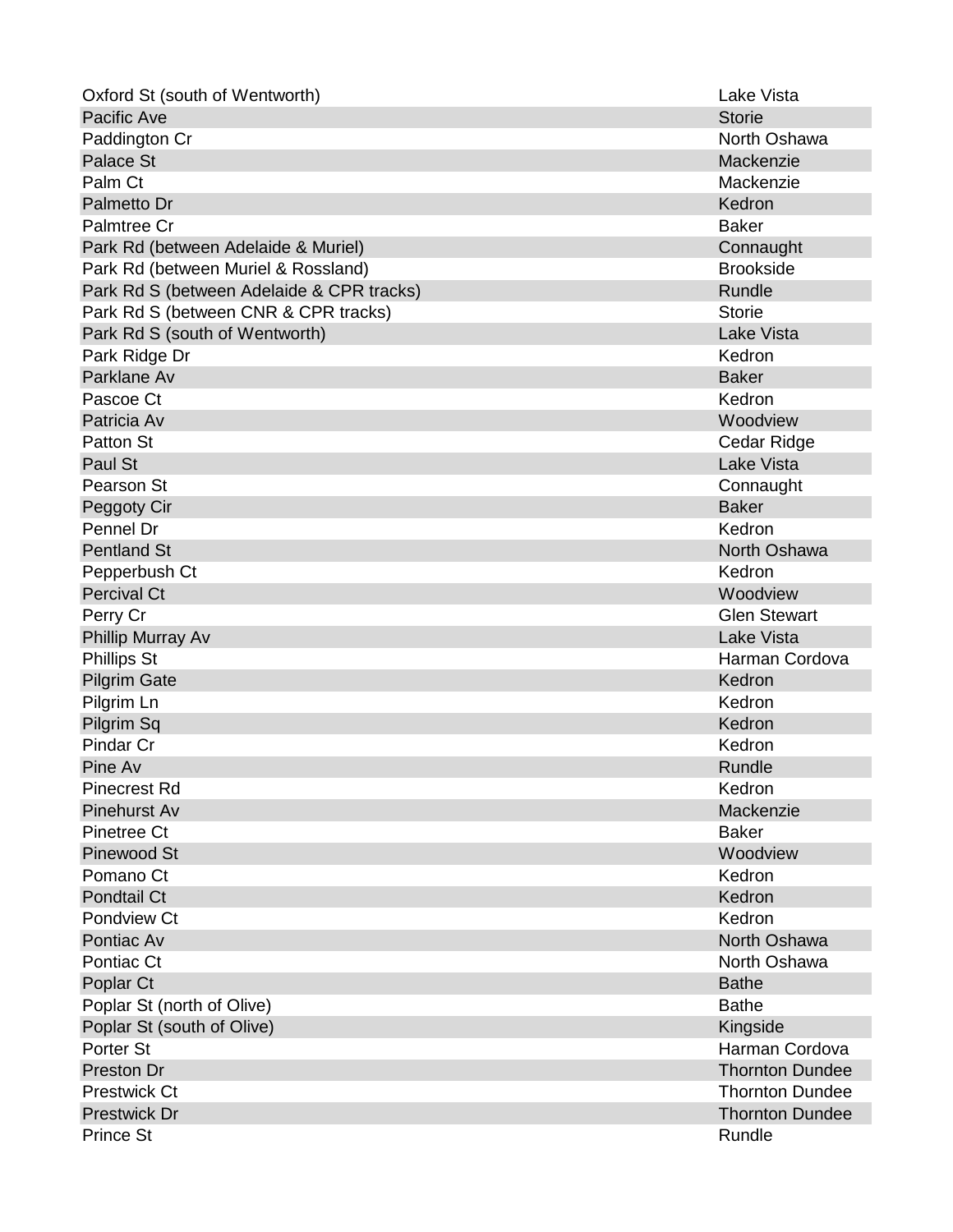| | |
|---|---|
| Oxford St (south of Wentworth) | Lake Vista |
| Pacific Ave | Storie |
| Paddington Cr | North Oshawa |
| Palace St | Mackenzie |
| Palm Ct | Mackenzie |
| Palmetto Dr | Kedron |
| Palmtree Cr | Baker |
| Park Rd (between Adelaide & Muriel) | Connaught |
| Park Rd (between Muriel & Rossland) | Brookside |
| Park Rd S (between Adelaide & CPR tracks) | Rundle |
| Park Rd S (between CNR & CPR tracks) | Storie |
| Park Rd S (south of Wentworth) | Lake Vista |
| Park Ridge Dr | Kedron |
| Parklane Av | Baker |
| Pascoe Ct | Kedron |
| Patricia Av | Woodview |
| Patton St | Cedar Ridge |
| Paul St | Lake Vista |
| Pearson St | Connaught |
| Peggoty Cir | Baker |
| Pennel Dr | Kedron |
| Pentland St | North Oshawa |
| Pepperbush Ct | Kedron |
| Percival Ct | Woodview |
| Perry Cr | Glen Stewart |
| Phillip Murray Av | Lake Vista |
| Phillips St | Harman Cordova |
| Pilgrim Gate | Kedron |
| Pilgrim Ln | Kedron |
| Pilgrim Sq | Kedron |
| Pindar Cr | Kedron |
| Pine Av | Rundle |
| Pinecrest Rd | Kedron |
| Pinehurst Av | Mackenzie |
| Pinetree Ct | Baker |
| Pinewood St | Woodview |
| Pomano Ct | Kedron |
| Pondtail Ct | Kedron |
| Pondview Ct | Kedron |
| Pontiac Av | North Oshawa |
| Pontiac Ct | North Oshawa |
| Poplar Ct | Bathe |
| Poplar St (north of Olive) | Bathe |
| Poplar St (south of Olive) | Kingside |
| Porter St | Harman Cordova |
| Preston Dr | Thornton Dundee |
| Prestwick Ct | Thornton Dundee |
| Prestwick Dr | Thornton Dundee |
| Prince St | Rundle |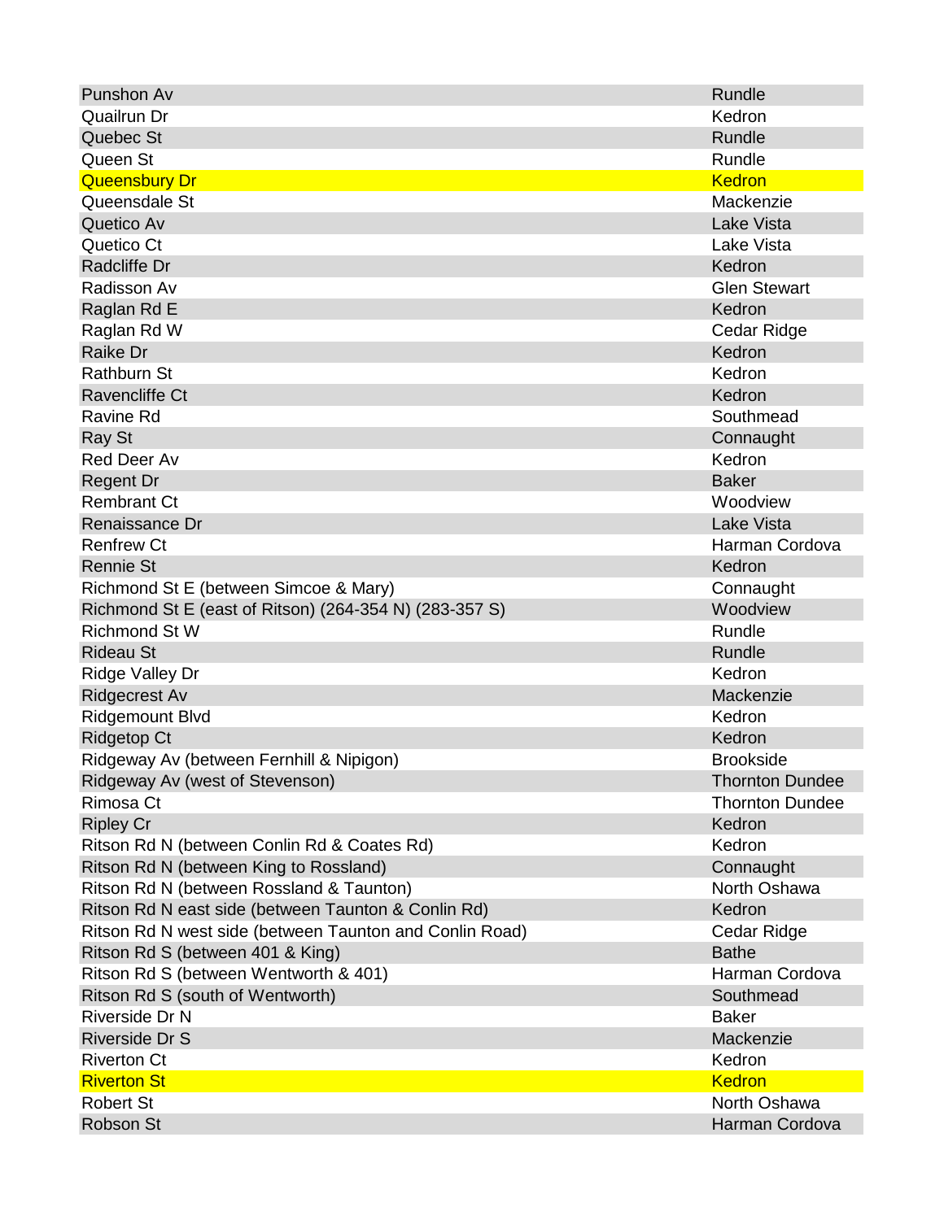| | |
|---|---|
| Punshon Av | Rundle |
| Quailrun Dr | Kedron |
| Quebec St | Rundle |
| Queen St | Rundle |
| Queensbury Dr | Kedron |
| Queensdale St | Mackenzie |
| Quetico Av | Lake Vista |
| Quetico Ct | Lake Vista |
| Radcliffe Dr | Kedron |
| Radisson Av | Glen Stewart |
| Raglan Rd E | Kedron |
| Raglan Rd W | Cedar Ridge |
| Raike Dr | Kedron |
| Rathburn St | Kedron |
| Ravencliffe Ct | Kedron |
| Ravine Rd | Southmead |
| Ray St | Connaught |
| Red Deer Av | Kedron |
| Regent Dr | Baker |
| Rembrant Ct | Woodview |
| Renaissance Dr | Lake Vista |
| Renfrew Ct | Harman Cordova |
| Rennie St | Kedron |
| Richmond St E (between Simcoe & Mary) | Connaught |
| Richmond St E (east of Ritson) (264-354 N) (283-357 S) | Woodview |
| Richmond St W | Rundle |
| Rideau St | Rundle |
| Ridge Valley Dr | Kedron |
| Ridgecrest Av | Mackenzie |
| Ridgemount Blvd | Kedron |
| Ridgetop Ct | Kedron |
| Ridgeway Av (between Fernhill & Nipigon) | Brookside |
| Ridgeway Av (west of Stevenson) | Thornton Dundee |
| Rimosa Ct | Thornton Dundee |
| Ripley Cr | Kedron |
| Ritson Rd N (between Conlin Rd & Coates Rd) | Kedron |
| Ritson Rd N (between King to Rossland) | Connaught |
| Ritson Rd N (between Rossland & Taunton) | North Oshawa |
| Ritson Rd N east side (between Taunton & Conlin Rd) | Kedron |
| Ritson Rd N west side (between Taunton and Conlin Road) | Cedar Ridge |
| Ritson Rd S (between 401 & King) | Bathe |
| Ritson Rd S (between Wentworth & 401) | Harman Cordova |
| Ritson Rd S (south of Wentworth) | Southmead |
| Riverside Dr N | Baker |
| Riverside Dr S | Mackenzie |
| Riverton Ct | Kedron |
| Riverton St | Kedron |
| Robert St | North Oshawa |
| Robson St | Harman Cordova |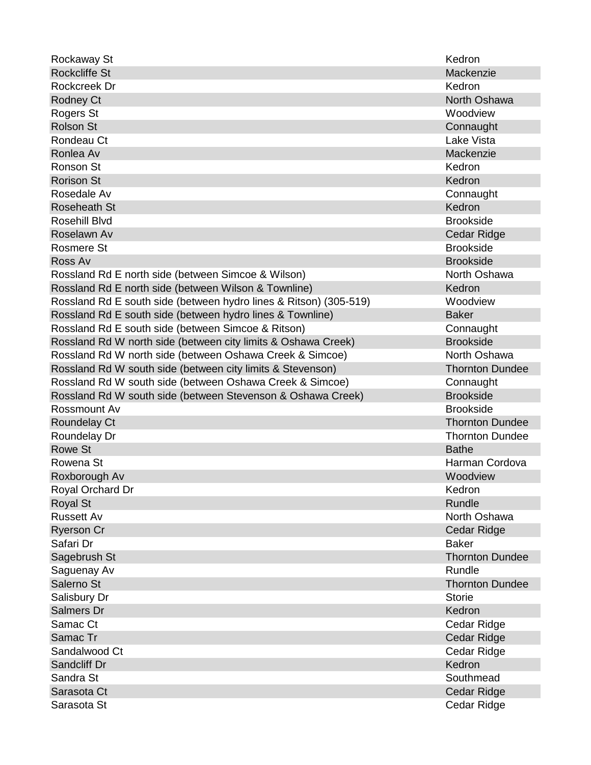| | |
|---|---|
| Rockaway St | Kedron |
| Rockcliffe St | Mackenzie |
| Rockcreek Dr | Kedron |
| Rodney Ct | North Oshawa |
| Rogers St | Woodview |
| Rolson St | Connaught |
| Rondeau Ct | Lake Vista |
| Ronlea Av | Mackenzie |
| Ronson St | Kedron |
| Rorison St | Kedron |
| Rosedale Av | Connaught |
| Roseheath St | Kedron |
| Rosehill Blvd | Brookside |
| Roselawn Av | Cedar Ridge |
| Rosmere St | Brookside |
| Ross Av | Brookside |
| Rossland Rd E north side (between Simcoe & Wilson) | North Oshawa |
| Rossland Rd E north side (between Wilson & Townline) | Kedron |
| Rossland Rd E south side (between hydro lines & Ritson) (305-519) | Woodview |
| Rossland Rd E south side (between hydro lines & Townline) | Baker |
| Rossland Rd E south side (between Simcoe & Ritson) | Connaught |
| Rossland Rd W north side (between city limits & Oshawa Creek) | Brookside |
| Rossland Rd W north side (between Oshawa Creek & Simcoe) | North Oshawa |
| Rossland Rd W south side (between city limits & Stevenson) | Thornton Dundee |
| Rossland Rd W south side (between Oshawa Creek & Simcoe) | Connaught |
| Rossland Rd W south side (between Stevenson & Oshawa Creek) | Brookside |
| Rossmount Av | Brookside |
| Roundelay Ct | Thornton Dundee |
| Roundelay Dr | Thornton Dundee |
| Rowe St | Bathe |
| Rowena St | Harman Cordova |
| Roxborough Av | Woodview |
| Royal Orchard Dr | Kedron |
| Royal St | Rundle |
| Russett Av | North Oshawa |
| Ryerson Cr | Cedar Ridge |
| Safari Dr | Baker |
| Sagebrush St | Thornton Dundee |
| Saguenay Av | Rundle |
| Salerno St | Thornton Dundee |
| Salisbury Dr | Storie |
| Salmers Dr | Kedron |
| Samac Ct | Cedar Ridge |
| Samac Tr | Cedar Ridge |
| Sandalwood Ct | Cedar Ridge |
| Sandcliff Dr | Kedron |
| Sandra St | Southmead |
| Sarasota Ct | Cedar Ridge |
| Sarasota St | Cedar Ridge |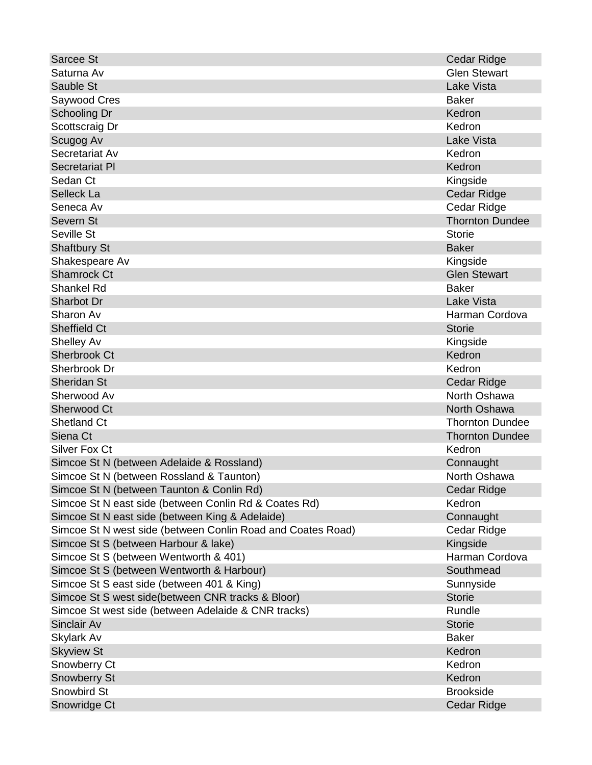| | |
|---|---|
| Sarcee St | Cedar Ridge |
| Saturna Av | Glen Stewart |
| Sauble St | Lake Vista |
| Saywood Cres | Baker |
| Schooling Dr | Kedron |
| Scottscraig Dr | Kedron |
| Scugog Av | Lake Vista |
| Secretariat Av | Kedron |
| Secretariat Pl | Kedron |
| Sedan Ct | Kingside |
| Selleck La | Cedar Ridge |
| Seneca Av | Cedar Ridge |
| Severn St | Thornton Dundee |
| Seville St | Storie |
| Shaftbury St | Baker |
| Shakespeare Av | Kingside |
| Shamrock Ct | Glen Stewart |
| Shankel Rd | Baker |
| Sharbot Dr | Lake Vista |
| Sharon Av | Harman Cordova |
| Sheffield Ct | Storie |
| Shelley Av | Kingside |
| Sherbrook Ct | Kedron |
| Sherbrook Dr | Kedron |
| Sheridan St | Cedar Ridge |
| Sherwood Av | North Oshawa |
| Sherwood Ct | North Oshawa |
| Shetland Ct | Thornton Dundee |
| Siena Ct | Thornton Dundee |
| Silver Fox Ct | Kedron |
| Simcoe St N (between Adelaide & Rossland) | Connaught |
| Simcoe St N (between Rossland & Taunton) | North Oshawa |
| Simcoe St N (between Taunton & Conlin Rd) | Cedar Ridge |
| Simcoe St N east side (between Conlin Rd & Coates Rd) | Kedron |
| Simcoe St N east side (between King & Adelaide) | Connaught |
| Simcoe St N west side (between Conlin Road and Coates Road) | Cedar Ridge |
| Simcoe St S (between Harbour & lake) | Kingside |
| Simcoe St S (between Wentworth & 401) | Harman Cordova |
| Simcoe St S (between Wentworth & Harbour) | Southmead |
| Simcoe St S east side (between 401 & King) | Sunnyside |
| Simcoe St S west side(between CNR tracks & Bloor) | Storie |
| Simcoe St west side (between Adelaide & CNR tracks) | Rundle |
| Sinclair Av | Storie |
| Skylark Av | Baker |
| Skyview St | Kedron |
| Snowberry Ct | Kedron |
| Snowberry St | Kedron |
| Snowbird St | Brookside |
| Snowridge Ct | Cedar Ridge |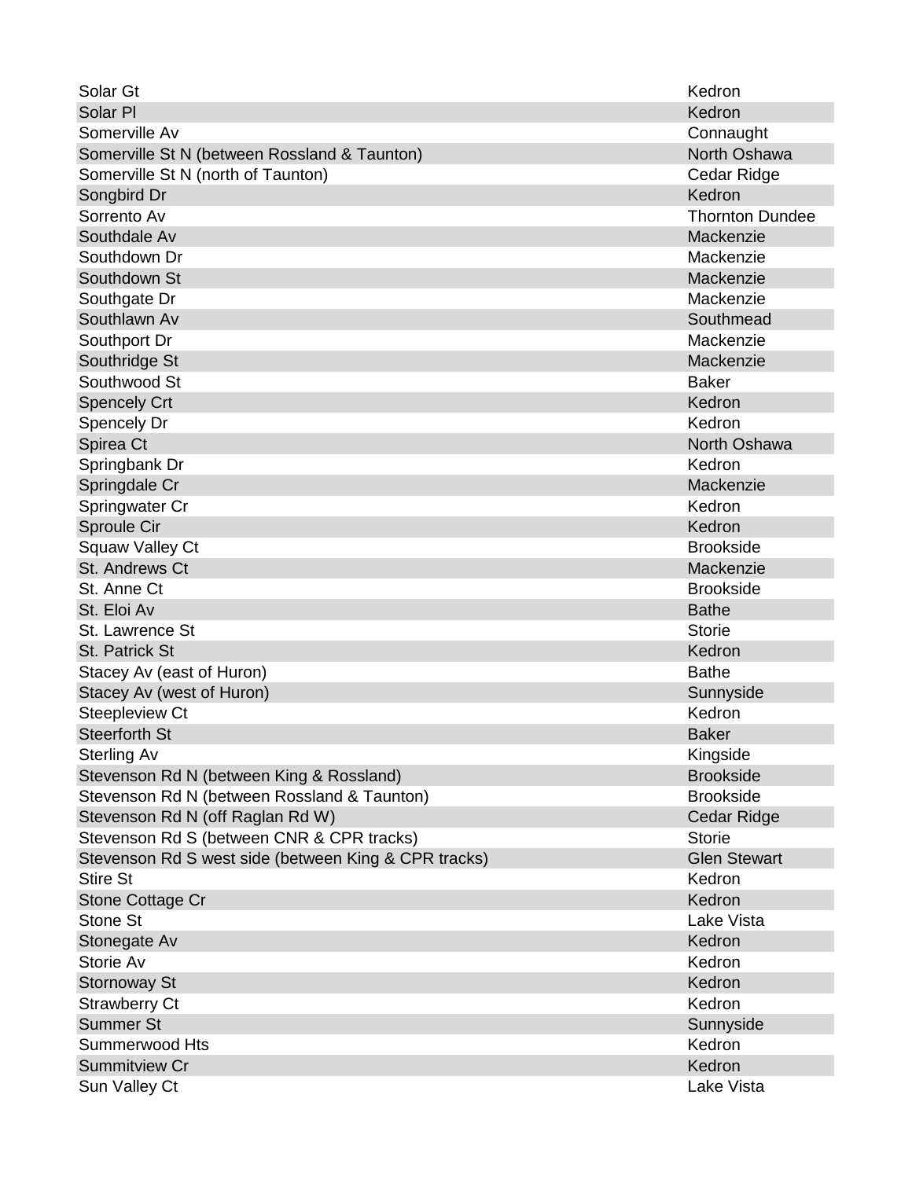| | |
|---|---|
| Solar Gt | Kedron |
| Solar Pl | Kedron |
| Somerville Av | Connaught |
| Somerville St N (between Rossland & Taunton) | North Oshawa |
| Somerville St N (north of Taunton) | Cedar Ridge |
| Songbird Dr | Kedron |
| Sorrento Av | Thornton Dundee |
| Southdale Av | Mackenzie |
| Southdown Dr | Mackenzie |
| Southdown St | Mackenzie |
| Southgate Dr | Mackenzie |
| Southlawn Av | Southmead |
| Southport Dr | Mackenzie |
| Southridge St | Mackenzie |
| Southwood St | Baker |
| Spencely Crt | Kedron |
| Spencely Dr | Kedron |
| Spirea Ct | North Oshawa |
| Springbank Dr | Kedron |
| Springdale Cr | Mackenzie |
| Springwater Cr | Kedron |
| Sproule Cir | Kedron |
| Squaw Valley Ct | Brookside |
| St. Andrews Ct | Mackenzie |
| St. Anne Ct | Brookside |
| St. Eloi Av | Bathe |
| St. Lawrence St | Storie |
| St. Patrick St | Kedron |
| Stacey Av (east of Huron) | Bathe |
| Stacey Av (west of Huron) | Sunnyside |
| Steepleview Ct | Kedron |
| Steerforth St | Baker |
| Sterling Av | Kingside |
| Stevenson Rd N (between King & Rossland) | Brookside |
| Stevenson Rd N (between Rossland & Taunton) | Brookside |
| Stevenson Rd N (off Raglan Rd W) | Cedar Ridge |
| Stevenson Rd S (between CNR & CPR tracks) | Storie |
| Stevenson Rd S west side (between King & CPR tracks) | Glen Stewart |
| Stire St | Kedron |
| Stone Cottage Cr | Kedron |
| Stone St | Lake Vista |
| Stonegate Av | Kedron |
| Storie Av | Kedron |
| Stornoway St | Kedron |
| Strawberry Ct | Kedron |
| Summer St | Sunnyside |
| Summerwood Hts | Kedron |
| Summitview Cr | Kedron |
| Sun Valley Ct | Lake Vista |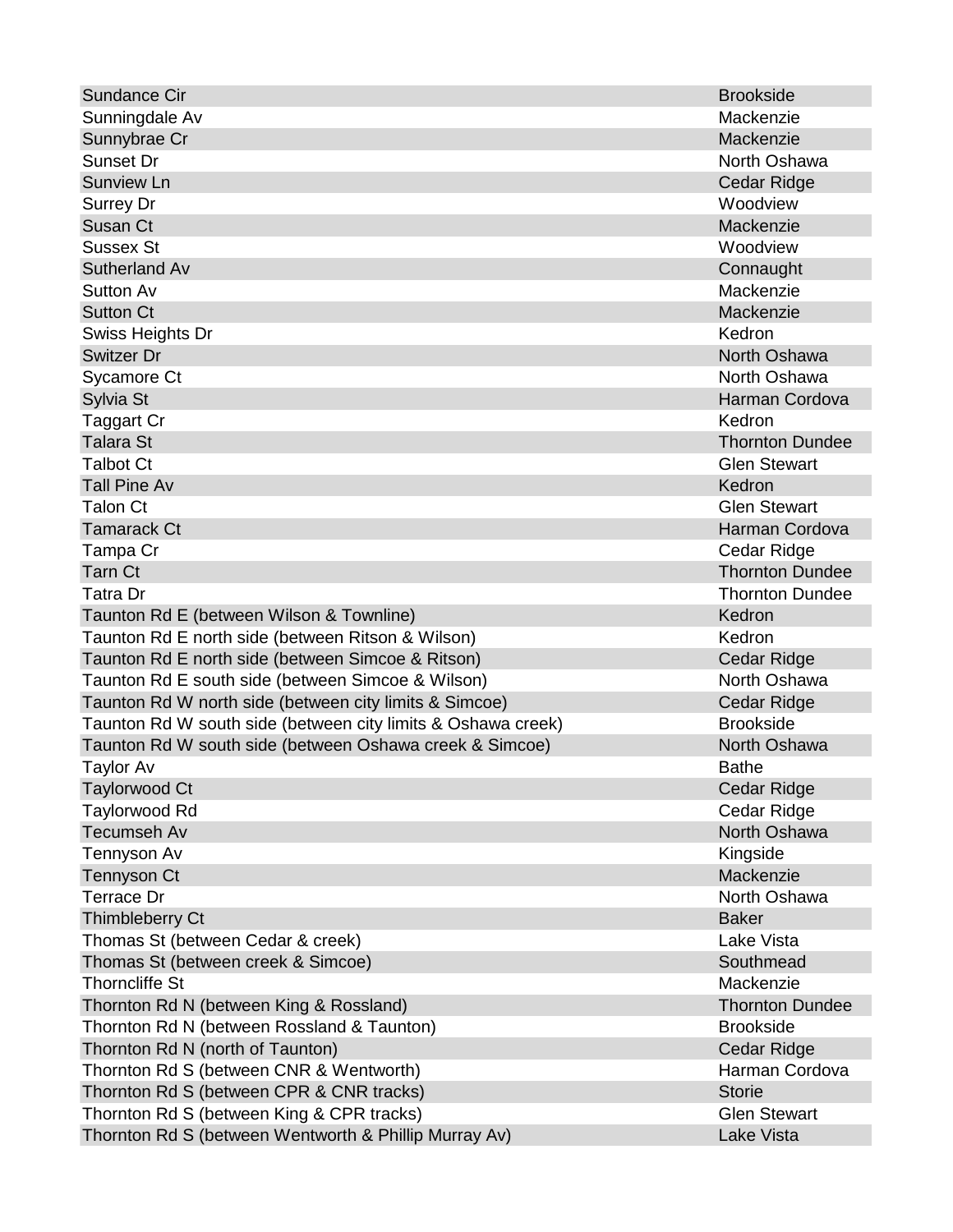| | |
|---|---|
| Sundance Cir | Brookside |
| Sunningdale Av | Mackenzie |
| Sunnybrae Cr | Mackenzie |
| Sunset Dr | North Oshawa |
| Sunview Ln | Cedar Ridge |
| Surrey Dr | Woodview |
| Susan Ct | Mackenzie |
| Sussex St | Woodview |
| Sutherland Av | Connaught |
| Sutton Av | Mackenzie |
| Sutton Ct | Mackenzie |
| Swiss Heights Dr | Kedron |
| Switzer Dr | North Oshawa |
| Sycamore Ct | North Oshawa |
| Sylvia St | Harman Cordova |
| Taggart Cr | Kedron |
| Talara St | Thornton Dundee |
| Talbot Ct | Glen Stewart |
| Tall Pine Av | Kedron |
| Talon Ct | Glen Stewart |
| Tamarack Ct | Harman Cordova |
| Tampa Cr | Cedar Ridge |
| Tarn Ct | Thornton Dundee |
| Tatra Dr | Thornton Dundee |
| Taunton Rd E (between Wilson & Townline) | Kedron |
| Taunton Rd E north side (between Ritson & Wilson) | Kedron |
| Taunton Rd E north side (between Simcoe & Ritson) | Cedar Ridge |
| Taunton Rd E south side (between Simcoe & Wilson) | North Oshawa |
| Taunton Rd W north side (between city limits & Simcoe) | Cedar Ridge |
| Taunton Rd W south side (between city limits & Oshawa creek) | Brookside |
| Taunton Rd W south side (between Oshawa creek & Simcoe) | North Oshawa |
| Taylor Av | Bathe |
| Taylorwood Ct | Cedar Ridge |
| Taylorwood Rd | Cedar Ridge |
| Tecumseh Av | North Oshawa |
| Tennyson Av | Kingside |
| Tennyson Ct | Mackenzie |
| Terrace Dr | North Oshawa |
| Thimbleberry Ct | Baker |
| Thomas St (between Cedar & creek) | Lake Vista |
| Thomas St (between creek & Simcoe) | Southmead |
| Thorncliffe St | Mackenzie |
| Thornton Rd N (between King & Rossland) | Thornton Dundee |
| Thornton Rd N (between Rossland & Taunton) | Brookside |
| Thornton Rd N (north of Taunton) | Cedar Ridge |
| Thornton Rd S (between CNR & Wentworth) | Harman Cordova |
| Thornton Rd S (between CPR & CNR tracks) | Storie |
| Thornton Rd S (between King & CPR tracks) | Glen Stewart |
| Thornton Rd S (between Wentworth & Phillip Murray Av) | Lake Vista |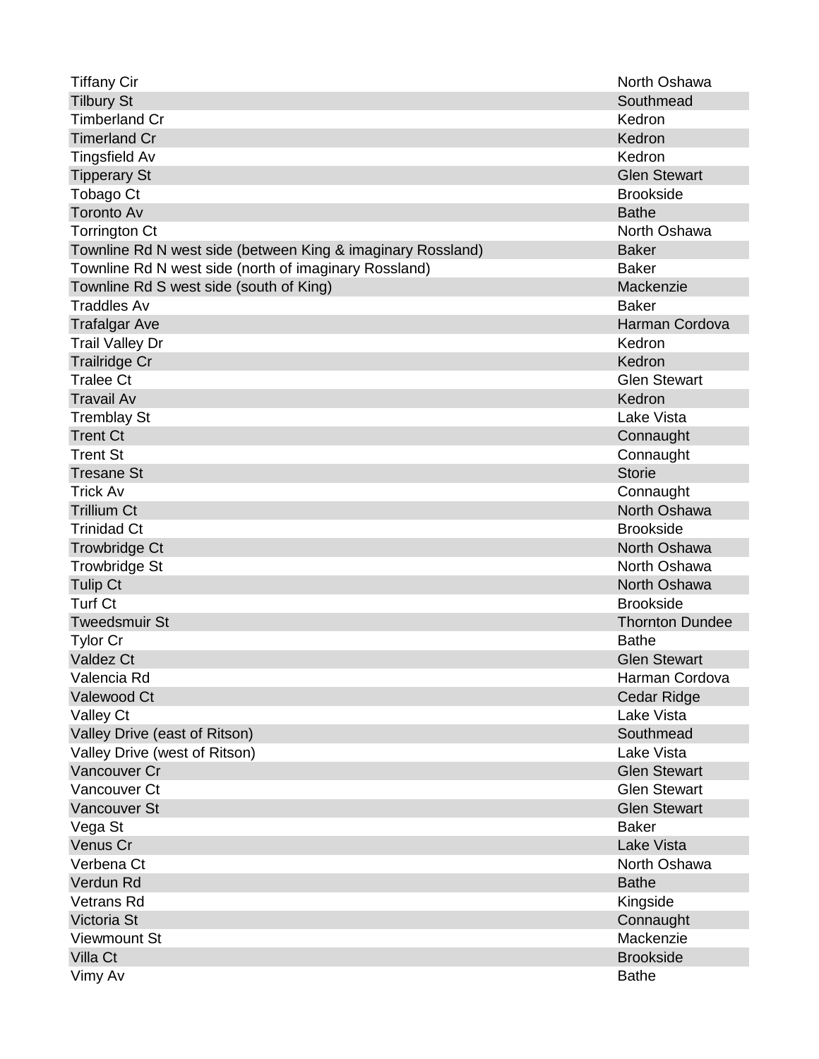| | |
|---|---|
| Tiffany Cir | North Oshawa |
| Tilbury St | Southmead |
| Timberland Cr | Kedron |
| Timerland Cr | Kedron |
| Tingsfield Av | Kedron |
| Tipperary St | Glen Stewart |
| Tobago Ct | Brookside |
| Toronto Av | Bathe |
| Torrington Ct | North Oshawa |
| Townline Rd N west side (between King & imaginary Rossland) | Baker |
| Townline Rd N west side (north of imaginary Rossland) | Baker |
| Townline Rd S west side (south of King) | Mackenzie |
| Traddles Av | Baker |
| Trafalgar Ave | Harman Cordova |
| Trail Valley Dr | Kedron |
| Trailridge Cr | Kedron |
| Tralee Ct | Glen Stewart |
| Travail Av | Kedron |
| Tremblay St | Lake Vista |
| Trent Ct | Connaught |
| Trent St | Connaught |
| Tresane St | Storie |
| Trick Av | Connaught |
| Trillium Ct | North Oshawa |
| Trinidad Ct | Brookside |
| Trowbridge Ct | North Oshawa |
| Trowbridge St | North Oshawa |
| Tulip Ct | North Oshawa |
| Turf Ct | Brookside |
| Tweedsmuir St | Thornton Dundee |
| Tylor Cr | Bathe |
| Valdez Ct | Glen Stewart |
| Valencia Rd | Harman Cordova |
| Valewood Ct | Cedar Ridge |
| Valley Ct | Lake Vista |
| Valley Drive (east of Ritson) | Southmead |
| Valley Drive (west of Ritson) | Lake Vista |
| Vancouver Cr | Glen Stewart |
| Vancouver Ct | Glen Stewart |
| Vancouver St | Glen Stewart |
| Vega St | Baker |
| Venus Cr | Lake Vista |
| Verbena Ct | North Oshawa |
| Verdun Rd | Bathe |
| Vetrans Rd | Kingside |
| Victoria St | Connaught |
| Viewmount St | Mackenzie |
| Villa Ct | Brookside |
| Vimy Av | Bathe |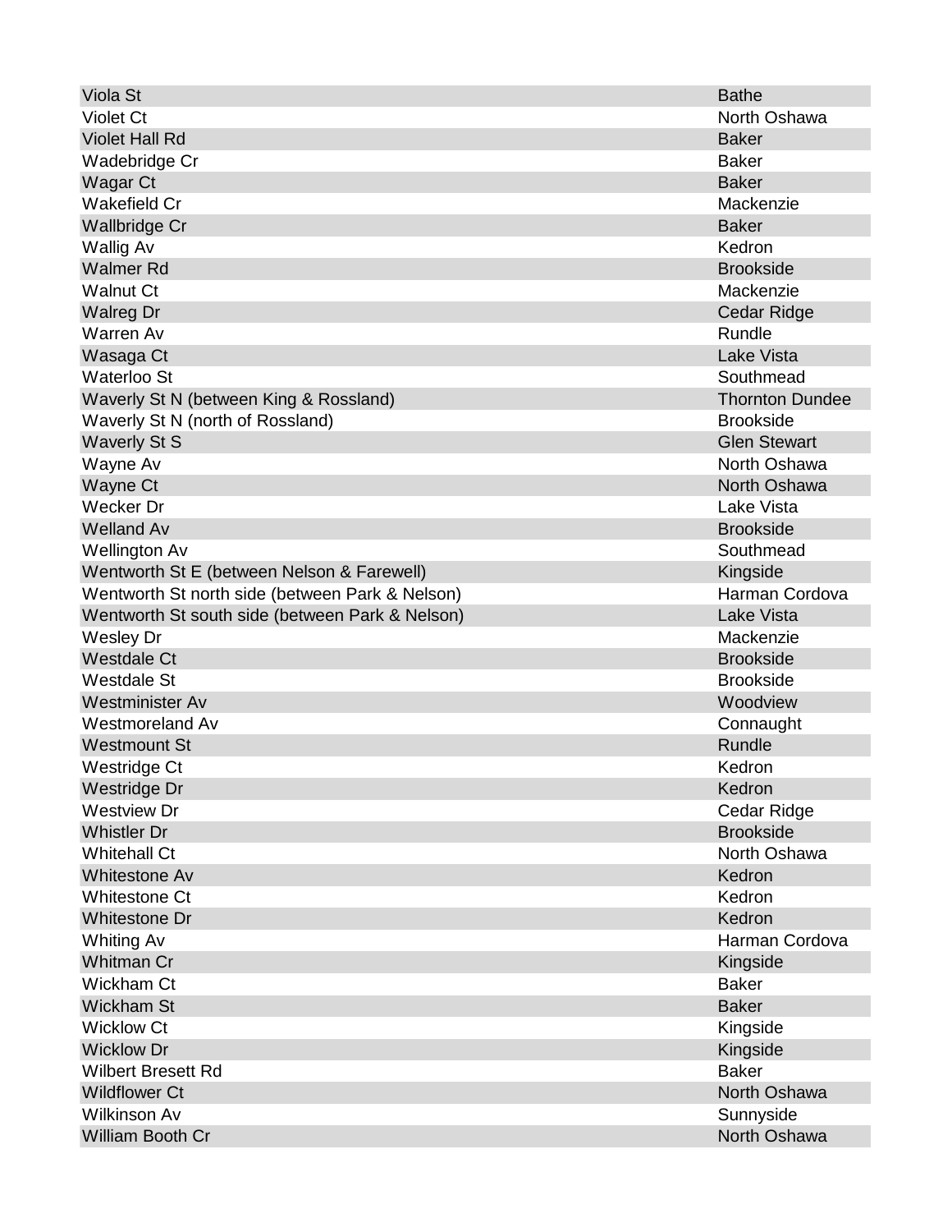| Viola St | Bathe |
|---|---|
| Violet Ct | North Oshawa |
| Violet Hall Rd | Baker |
| Wadebridge Cr | Baker |
| Wagar Ct | Baker |
| Wakefield Cr | Mackenzie |
| Wallbridge Cr | Baker |
| Wallig Av | Kedron |
| Walmer Rd | Brookside |
| Walnut Ct | Mackenzie |
| Walreg Dr | Cedar Ridge |
| Warren Av | Rundle |
| Wasaga Ct | Lake Vista |
| Waterloo St | Southmead |
| Waverly St N (between King & Rossland) | Thornton Dundee |
| Waverly St N (north of Rossland) | Brookside |
| Waverly St S | Glen Stewart |
| Wayne Av | North Oshawa |
| Wayne Ct | North Oshawa |
| Wecker Dr | Lake Vista |
| Welland Av | Brookside |
| Wellington Av | Southmead |
| Wentworth St E (between Nelson & Farewell) | Kingside |
| Wentworth St north side (between Park & Nelson) | Harman Cordova |
| Wentworth St south side (between Park & Nelson) | Lake Vista |
| Wesley Dr | Mackenzie |
| Westdale Ct | Brookside |
| Westdale St | Brookside |
| Westminister Av | Woodview |
| Westmoreland Av | Connaught |
| Westmount St | Rundle |
| Westridge Ct | Kedron |
| Westridge Dr | Kedron |
| Westview Dr | Cedar Ridge |
| Whistler Dr | Brookside |
| Whitehall Ct | North Oshawa |
| Whitestone Av | Kedron |
| Whitestone Ct | Kedron |
| Whitestone Dr | Kedron |
| Whiting Av | Harman Cordova |
| Whitman Cr | Kingside |
| Wickham Ct | Baker |
| Wickham St | Baker |
| Wicklow Ct | Kingside |
| Wicklow Dr | Kingside |
| Wilbert Bresett Rd | Baker |
| Wildflower Ct | North Oshawa |
| Wilkinson Av | Sunnyside |
| William Booth Cr | North Oshawa |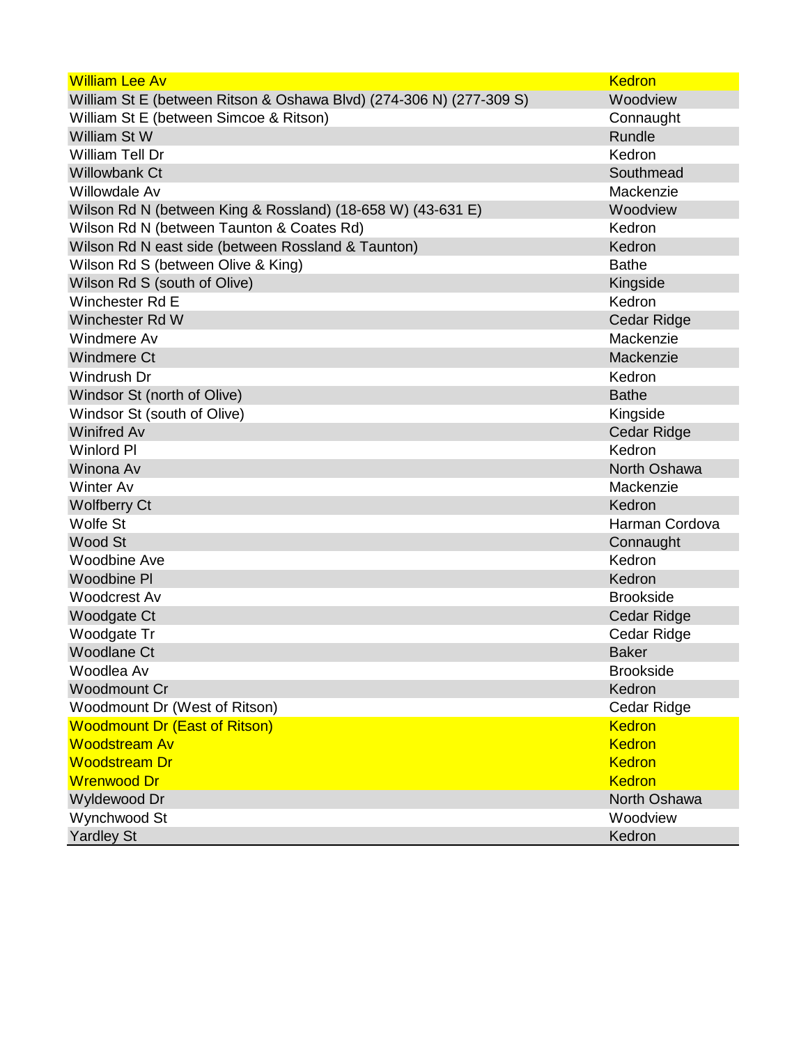| | |
|---|---|
| William Lee Av | Kedron |
| William St E (between Ritson & Oshawa Blvd) (274-306 N) (277-309 S) | Woodview |
| William St E (between Simcoe & Ritson) | Connaught |
| William St W | Rundle |
| William Tell Dr | Kedron |
| Willowbank Ct | Southmead |
| Willowdale Av | Mackenzie |
| Wilson Rd N (between King & Rossland) (18-658 W) (43-631 E) | Woodview |
| Wilson Rd N (between Taunton & Coates Rd) | Kedron |
| Wilson Rd N east side (between Rossland & Taunton) | Kedron |
| Wilson Rd S (between Olive & King) | Bathe |
| Wilson Rd S (south of Olive) | Kingside |
| Winchester Rd E | Kedron |
| Winchester Rd W | Cedar Ridge |
| Windmere Av | Mackenzie |
| Windmere Ct | Mackenzie |
| Windrush Dr | Kedron |
| Windsor St (north of Olive) | Bathe |
| Windsor St (south of Olive) | Kingside |
| Winifred Av | Cedar Ridge |
| Winlord Pl | Kedron |
| Winona Av | North Oshawa |
| Winter Av | Mackenzie |
| Wolfberry Ct | Kedron |
| Wolfe St | Harman Cordova |
| Wood St | Connaught |
| Woodbine Ave | Kedron |
| Woodbine Pl | Kedron |
| Woodcrest Av | Brookside |
| Woodgate Ct | Cedar Ridge |
| Woodgate Tr | Cedar Ridge |
| Woodlane Ct | Baker |
| Woodlea Av | Brookside |
| Woodmount Cr | Kedron |
| Woodmount Dr (West of Ritson) | Cedar Ridge |
| Woodmount Dr (East of Ritson) | Kedron |
| Woodstream Av | Kedron |
| Woodstream Dr | Kedron |
| Wrenwood Dr | Kedron |
| Wyldewood Dr | North Oshawa |
| Wynchwood St | Woodview |
| Yardley St | Kedron |